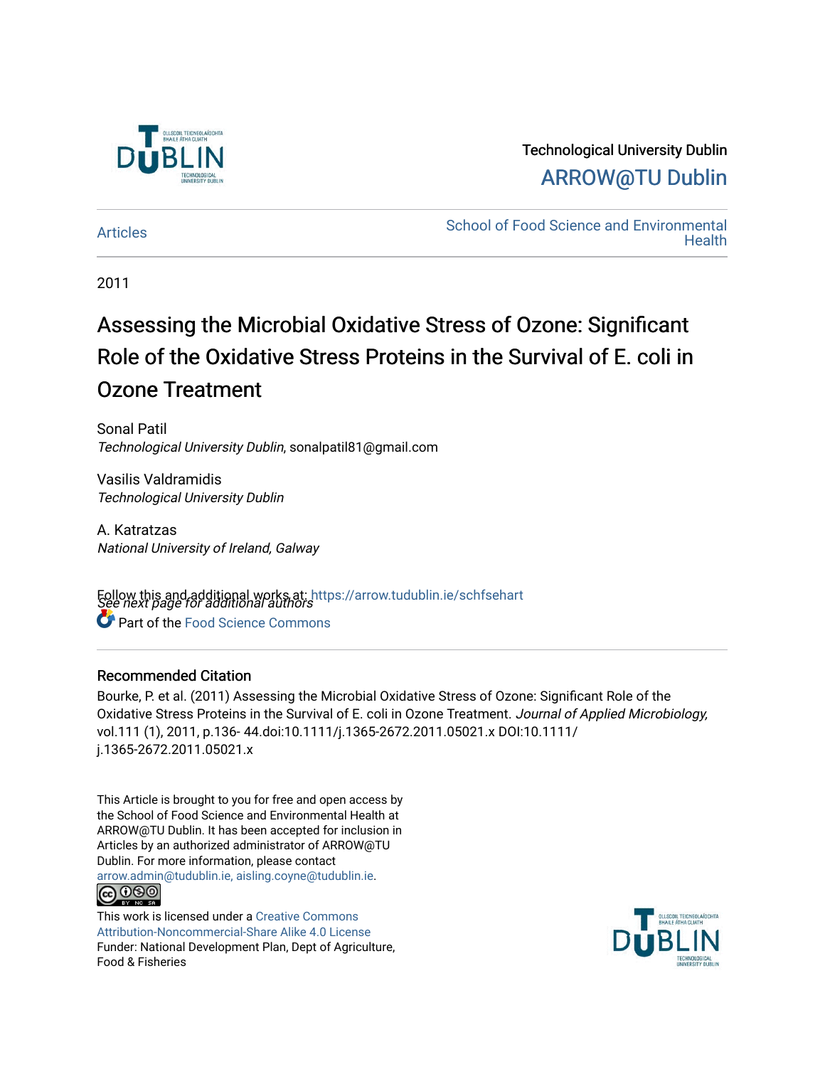Technological University Dublin

ARROW@TU Dublin

Articles

School of Food Science and Environmental Health

2011

# Assessing the Microbial Oxidative Stress of Ozone: Significant Role of the Oxidative Stress Proteins in the Survival of E. coli in Ozone Treatment

Sonal Patil
*Technological University Dublin*, sonalpatil81@gmail.com

Vasilis Valdramidis
*Technological University Dublin*

A. Katratzas
*National University of Ireland, Galway*

*See next page for additional authors*

Follow this and additional works at: https://arrow.tudublin.ie/schfsehart

Part of the Food Science Commons

## Recommended Citation

Bourke, P. et al. (2011) Assessing the Microbial Oxidative Stress of Ozone: Significant Role of the Oxidative Stress Proteins in the Survival of E. coli in Ozone Treatment. *Journal of Applied Microbiology,* vol.111 (1), 2011, p.136- 44.doi:10.1111/j.1365-2672.2011.05021.x DOI:10.1111/j.1365-2672.2011.05021.x

This Article is brought to you for free and open access by the School of Food Science and Environmental Health at ARROW@TU Dublin. It has been accepted for inclusion in Articles by an authorized administrator of ARROW@TU Dublin. For more information, please contact arrow.admin@tudublin.ie, aisling.coyne@tudublin.ie.

This work is licensed under a Creative Commons Attribution-Noncommercial-Share Alike 4.0 License
Funder: National Development Plan, Dept of Agriculture, Food & Fisheries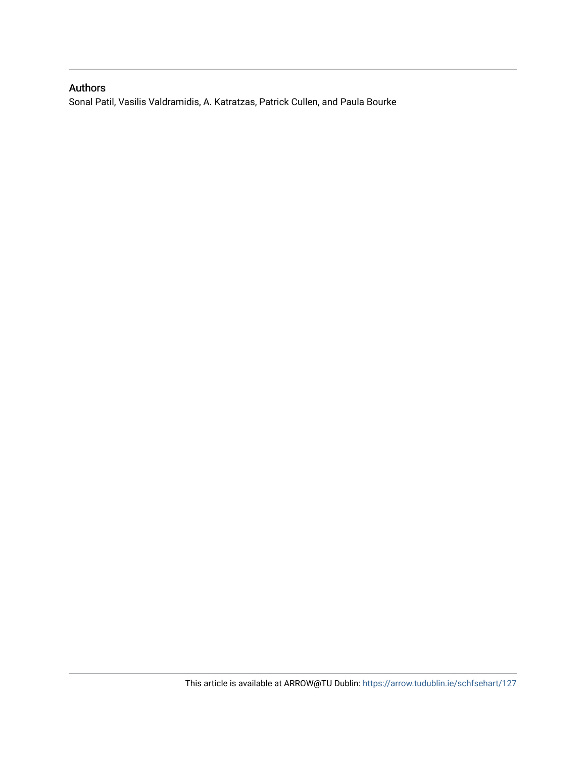## Authors

Sonal Patil, Vasilis Valdramidis, A. Katratzas, Patrick Cullen, and Paula Bourke

This article is available at ARROW@TU Dublin: https://arrow.tudublin.ie/schfsehart/127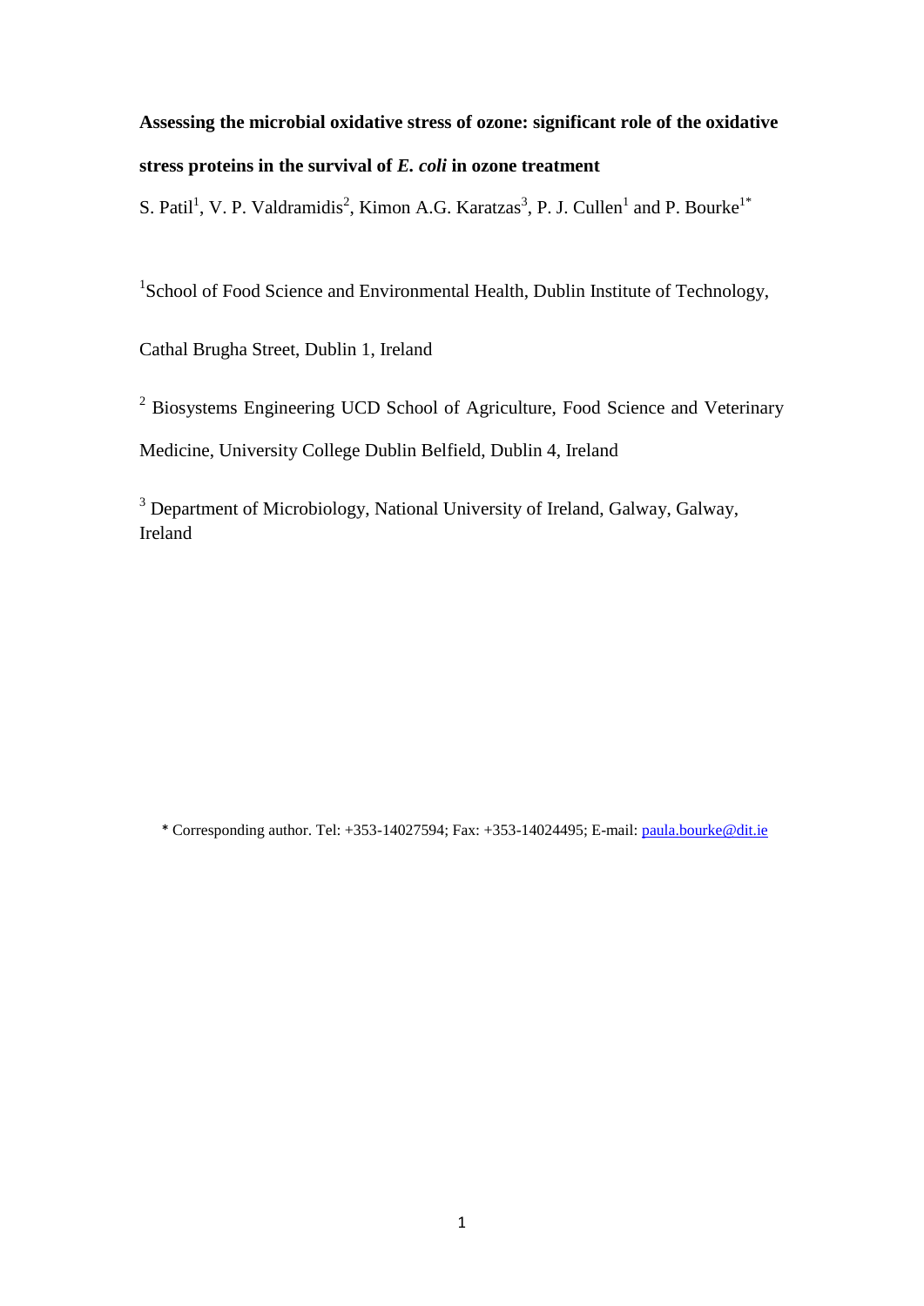**Assessing the microbial oxidative stress of ozone: significant role of the oxidative stress proteins in the survival of *E. coli* in ozone treatment**

S. Patil[1], V. P. Valdramidis[2], Kimon A.G. Karatzas[3], P. J. Cullen[1] and P. Bourke[1*]

[1]School of Food Science and Environmental Health, Dublin Institute of Technology, Cathal Brugha Street, Dublin 1, Ireland

[2] Biosystems Engineering UCD School of Agriculture, Food Science and Veterinary Medicine, University College Dublin Belfield, Dublin 4, Ireland

[3] Department of Microbiology, National University of Ireland, Galway, Galway, Ireland

\* Corresponding author. Tel: +353-14027594; Fax: +353-14024495; E-mail: paula.bourke@dit.ie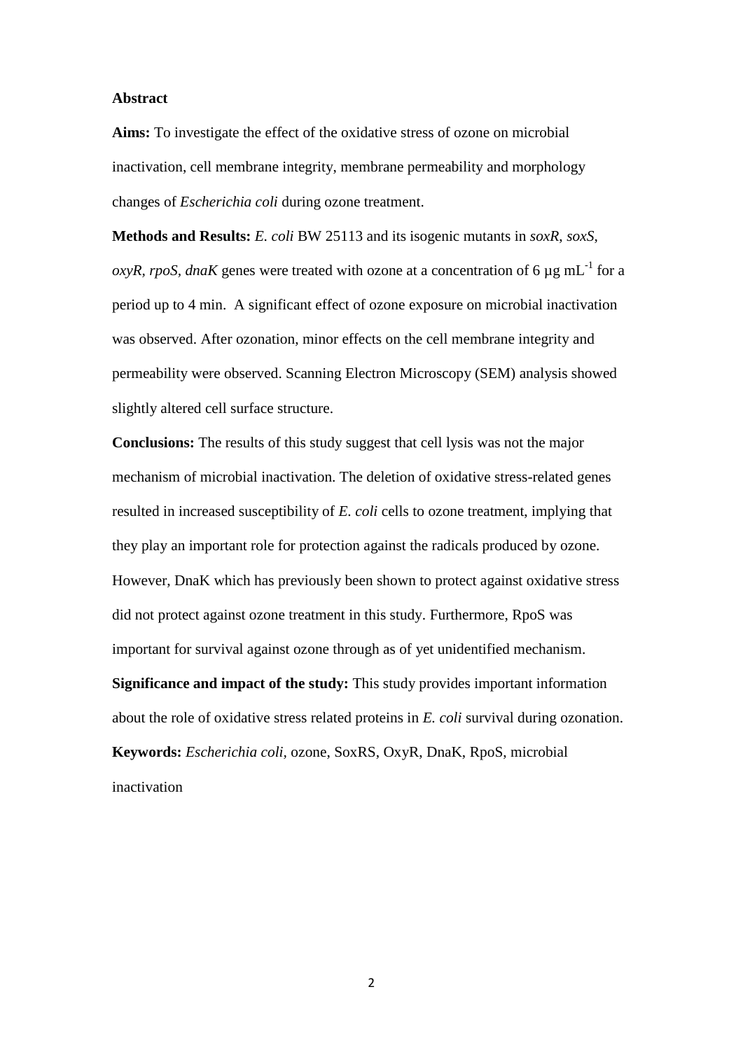## Abstract

**Aims:** To investigate the effect of the oxidative stress of ozone on microbial inactivation, cell membrane integrity, membrane permeability and morphology changes of *Escherichia coli* during ozone treatment.

**Methods and Results:** *E. coli* BW 25113 and its isogenic mutants in *soxR, soxS, oxyR, rpoS, dnaK* genes were treated with ozone at a concentration of 6 µg $mL^{-1}$ for a period up to 4 min. A significant effect of ozone exposure on microbial inactivation was observed. After ozonation, minor effects on the cell membrane integrity and permeability were observed. Scanning Electron Microscopy (SEM) analysis showed slightly altered cell surface structure.

**Conclusions:** The results of this study suggest that cell lysis was not the major mechanism of microbial inactivation. The deletion of oxidative stress-related genes resulted in increased susceptibility of *E. coli* cells to ozone treatment, implying that they play an important role for protection against the radicals produced by ozone. However, DnaK which has previously been shown to protect against oxidative stress did not protect against ozone treatment in this study. Furthermore, RpoS was important for survival against ozone through as of yet unidentified mechanism.

**Significance and impact of the study:** This study provides important information about the role of oxidative stress related proteins in *E. coli* survival during ozonation.

**Keywords:** *Escherichia coli,* ozone, SoxRS, OxyR, DnaK, RpoS, microbial inactivation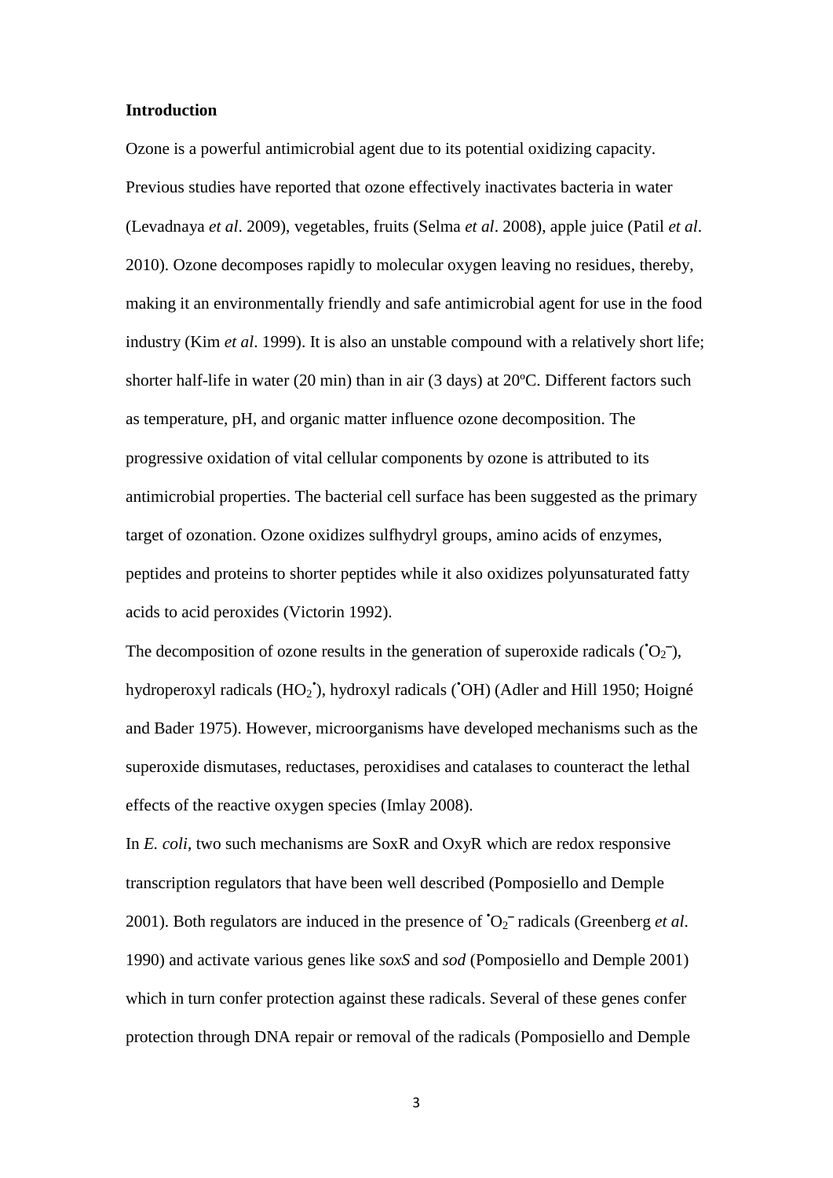## Introduction

Ozone is a powerful antimicrobial agent due to its potential oxidizing capacity. Previous studies have reported that ozone effectively inactivates bacteria in water (Levadnaya *et al*. 2009), vegetables, fruits (Selma *et al*. 2008), apple juice (Patil *et al*. 2010). Ozone decomposes rapidly to molecular oxygen leaving no residues, thereby, making it an environmentally friendly and safe antimicrobial agent for use in the food industry (Kim *et al*. 1999). It is also an unstable compound with a relatively short life; shorter half-life in water (20 min) than in air (3 days) at 20ºC. Different factors such as temperature, pH, and organic matter influence ozone decomposition. The progressive oxidation of vital cellular components by ozone is attributed to its antimicrobial properties. The bacterial cell surface has been suggested as the primary target of ozonation. Ozone oxidizes sulfhydryl groups, amino acids of enzymes, peptides and proteins to shorter peptides while it also oxidizes polyunsaturated fatty acids to acid peroxides (Victorin 1992).

The decomposition of ozone results in the generation of superoxide radicals ($^{\bullet}O_2^-$), hydroperoxyl radicals ($HO_2^{\bullet}$), hydroxyl radicals ($^{\bullet}OH$) (Adler and Hill 1950; Hoigné and Bader 1975). However, microorganisms have developed mechanisms such as the superoxide dismutases, reductases, peroxidises and catalases to counteract the lethal effects of the reactive oxygen species (Imlay 2008).

In *E. coli*, two such mechanisms are SoxR and OxyR which are redox responsive transcription regulators that have been well described (Pomposiello and Demple 2001). Both regulators are induced in the presence of $^{\bullet}O_2^-$ radicals (Greenberg *et al*. 1990) and activate various genes like *soxS* and *sod* (Pomposiello and Demple 2001) which in turn confer protection against these radicals. Several of these genes confer protection through DNA repair or removal of the radicals (Pomposiello and Demple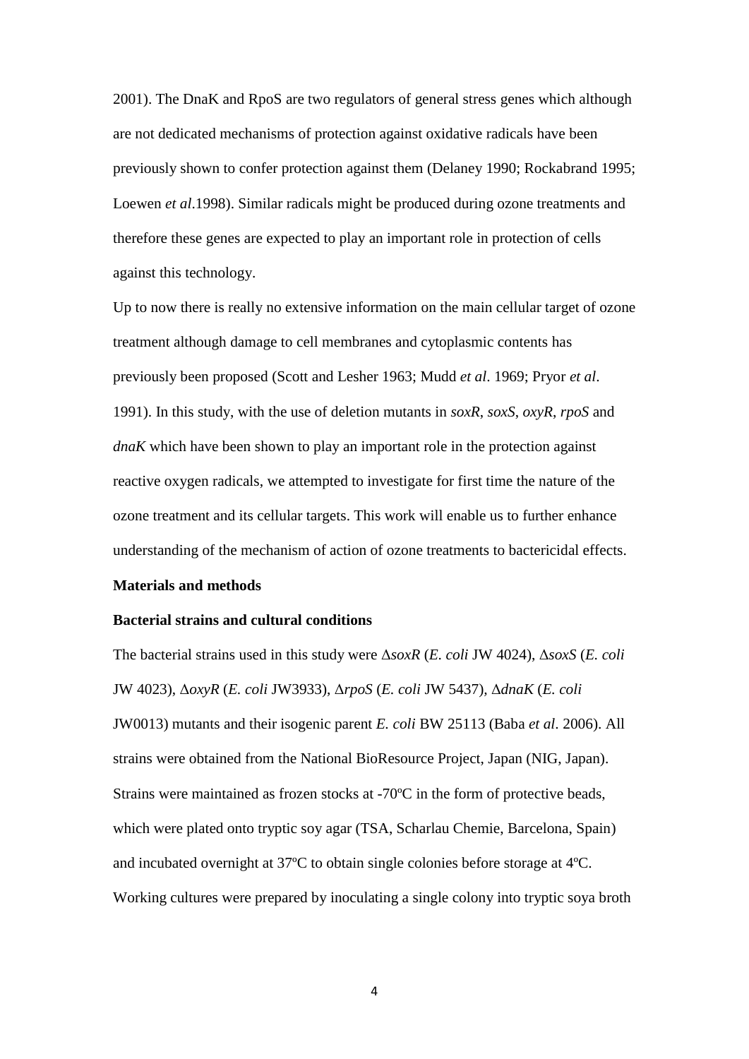2001). The DnaK and RpoS are two regulators of general stress genes which although are not dedicated mechanisms of protection against oxidative radicals have been previously shown to confer protection against them (Delaney 1990; Rockabrand 1995; Loewen *et al*.1998). Similar radicals might be produced during ozone treatments and therefore these genes are expected to play an important role in protection of cells against this technology.

Up to now there is really no extensive information on the main cellular target of ozone treatment although damage to cell membranes and cytoplasmic contents has previously been proposed (Scott and Lesher 1963; Mudd *et al*. 1969; Pryor *et al*. 1991). In this study, with the use of deletion mutants in *soxR*, *soxS*, *oxyR*, *rpoS* and *dnaK* which have been shown to play an important role in the protection against reactive oxygen radicals, we attempted to investigate for first time the nature of the ozone treatment and its cellular targets. This work will enable us to further enhance understanding of the mechanism of action of ozone treatments to bactericidal effects.

## Materials and methods

### Bacterial strains and cultural conditions

The bacterial strains used in this study were Δ*soxR* (*E. coli* JW 4024), Δ*soxS* (*E. coli* JW 4023), Δ*oxyR* (*E. coli* JW3933), Δ*rpoS* (*E. coli* JW 5437), Δ*dnaK* (*E. coli* JW0013) mutants and their isogenic parent *E. coli* BW 25113 (Baba *et al*. 2006). All strains were obtained from the National BioResource Project, Japan (NIG, Japan). Strains were maintained as frozen stocks at -70ºC in the form of protective beads, which were plated onto tryptic soy agar (TSA, Scharlau Chemie, Barcelona, Spain) and incubated overnight at 37ºC to obtain single colonies before storage at 4ºC. Working cultures were prepared by inoculating a single colony into tryptic soya broth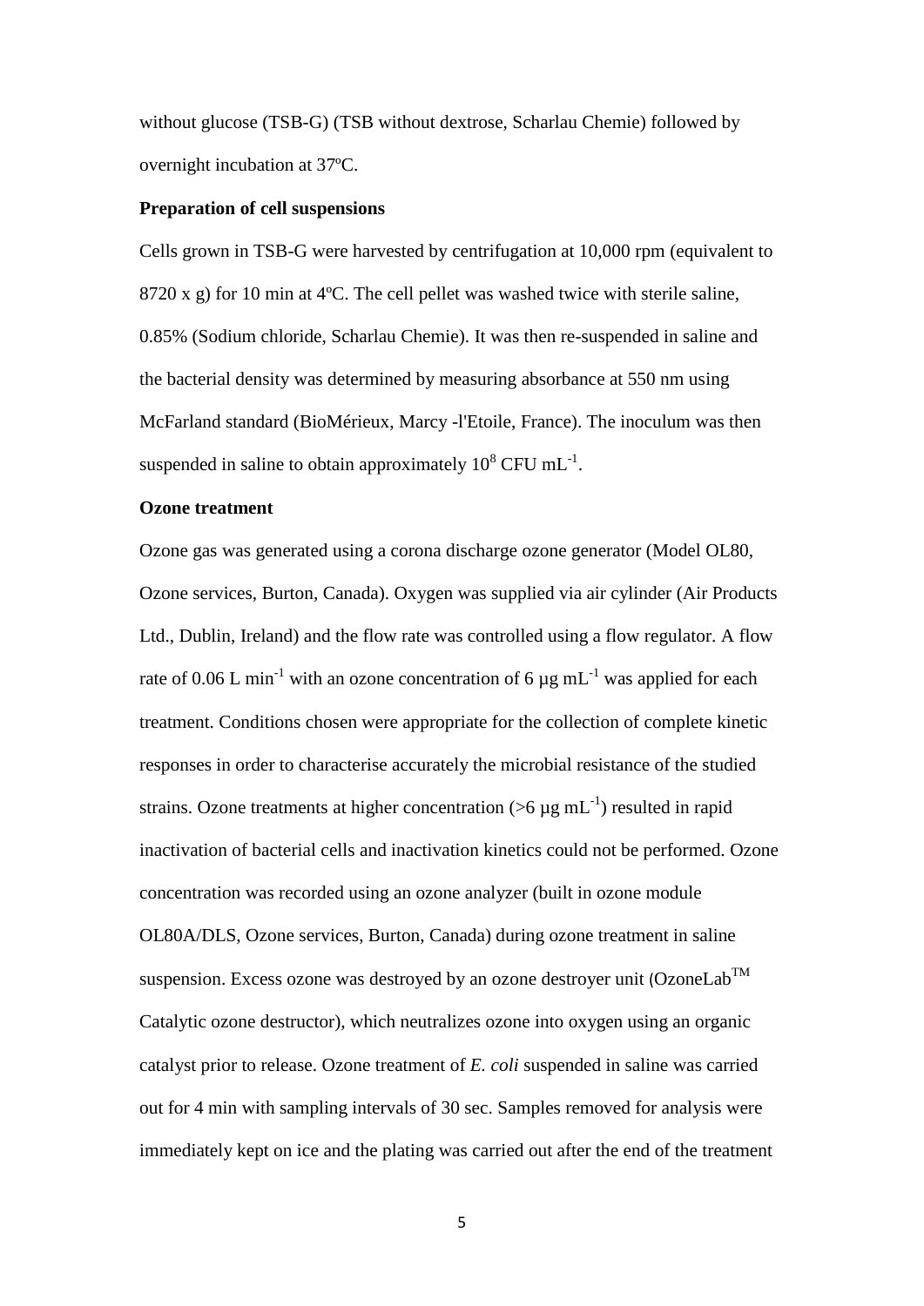without glucose (TSB-G) (TSB without dextrose, Scharlau Chemie) followed by overnight incubation at 37ºC.

**Preparation of cell suspensions**

Cells grown in TSB-G were harvested by centrifugation at 10,000 rpm (equivalent to 8720 x g) for 10 min at 4ºC. The cell pellet was washed twice with sterile saline, 0.85% (Sodium chloride, Scharlau Chemie). It was then re-suspended in saline and the bacterial density was determined by measuring absorbance at 550 nm using McFarland standard (BioMérieux, Marcy -l'Etoile, France). The inoculum was then suspended in saline to obtain approximately $10^8$ CFU $mL^{-1}$.

**Ozone treatment**

Ozone gas was generated using a corona discharge ozone generator (Model OL80, Ozone services, Burton, Canada). Oxygen was supplied via air cylinder (Air Products Ltd., Dublin, Ireland) and the flow rate was controlled using a flow regulator. A flow rate of 0.06 L $min^{-1}$ with an ozone concentration of 6 µg $mL^{-1}$ was applied for each treatment. Conditions chosen were appropriate for the collection of complete kinetic responses in order to characterise accurately the microbial resistance of the studied strains. Ozone treatments at higher concentration (>6 µg $mL^{-1}$) resulted in rapid inactivation of bacterial cells and inactivation kinetics could not be performed. Ozone concentration was recorded using an ozone analyzer (built in ozone module OL80A/DLS, Ozone services, Burton, Canada) during ozone treatment in saline suspension. Excess ozone was destroyed by an ozone destroyer unit (OzoneLab™ Catalytic ozone destructor), which neutralizes ozone into oxygen using an organic catalyst prior to release. Ozone treatment of *E. coli* suspended in saline was carried out for 4 min with sampling intervals of 30 sec. Samples removed for analysis were immediately kept on ice and the plating was carried out after the end of the treatment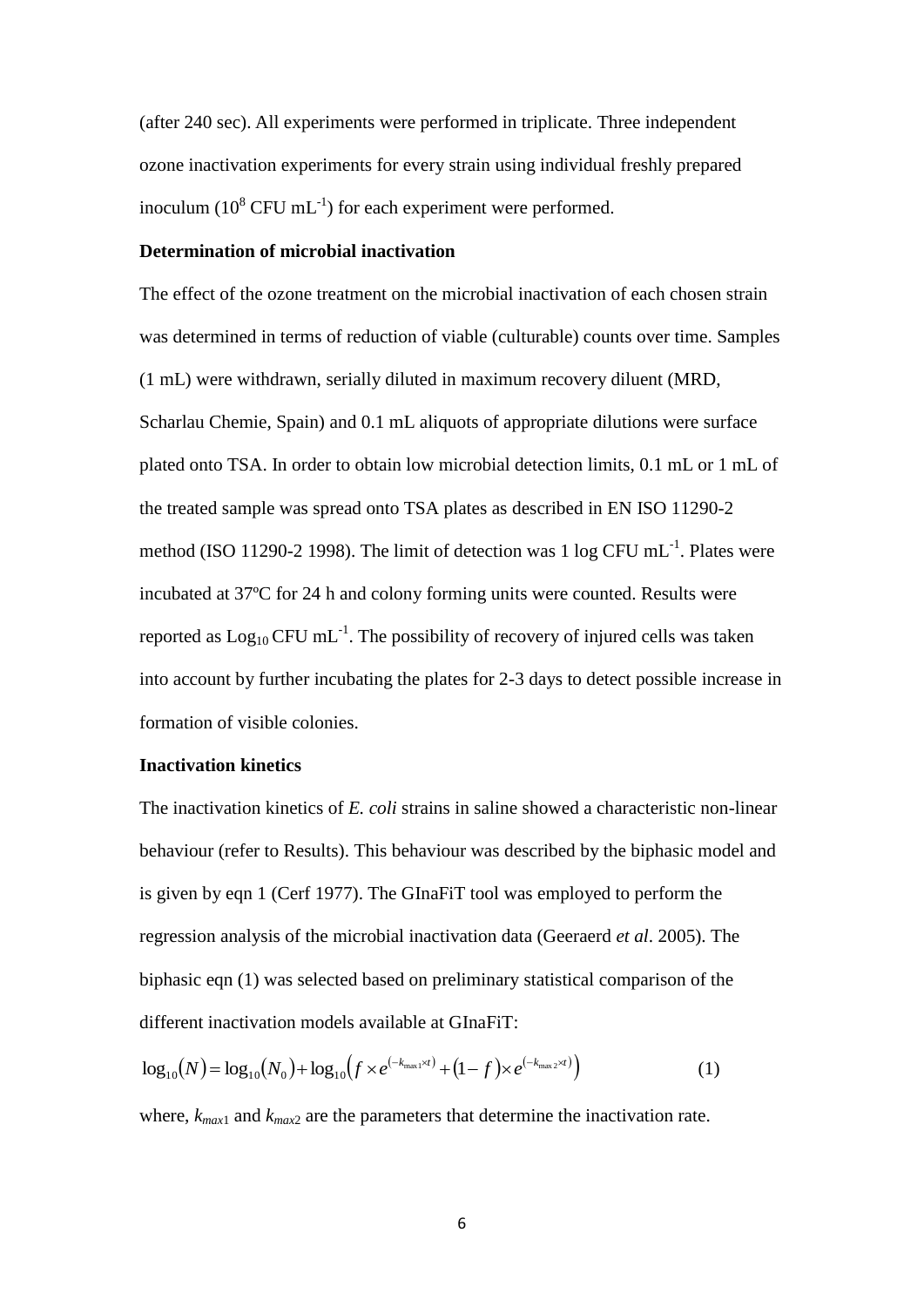(after 240 sec). All experiments were performed in triplicate. Three independent ozone inactivation experiments for every strain using individual freshly prepared inoculum ($10^8$ CFU mL$^{-1}$) for each experiment were performed.

**Determination of microbial inactivation**

The effect of the ozone treatment on the microbial inactivation of each chosen strain was determined in terms of reduction of viable (culturable) counts over time. Samples (1 mL) were withdrawn, serially diluted in maximum recovery diluent (MRD, Scharlau Chemie, Spain) and 0.1 mL aliquots of appropriate dilutions were surface plated onto TSA. In order to obtain low microbial detection limits, 0.1 mL or 1 mL of the treated sample was spread onto TSA plates as described in EN ISO 11290-2 method (ISO 11290-2 1998). The limit of detection was 1 log CFU mL$^{-1}$. Plates were incubated at 37ºC for 24 h and colony forming units were counted. Results were reported as $\text{Log}_{10}$ CFU mL$^{-1}$. The possibility of recovery of injured cells was taken into account by further incubating the plates for 2-3 days to detect possible increase in formation of visible colonies.

**Inactivation kinetics**

The inactivation kinetics of *E. coli* strains in saline showed a characteristic non-linear behaviour (refer to Results). This behaviour was described by the biphasic model and is given by eqn 1 (Cerf 1977). The GInaFiT tool was employed to perform the regression analysis of the microbial inactivation data (Geeraerd *et al*. 2005). The biphasic eqn (1) was selected based on preliminary statistical comparison of the different inactivation models available at GInaFiT:

$$\log_{10}(N) = \log_{10}(N_0) + \log_{10}\left(f \times e^{(-k_{\max 1} \times t)} + (1-f) \times e^{(-k_{\max 2} \times t)}\right) \qquad (1)$$

where, $k_{max1}$ and $k_{max2}$ are the parameters that determine the inactivation rate.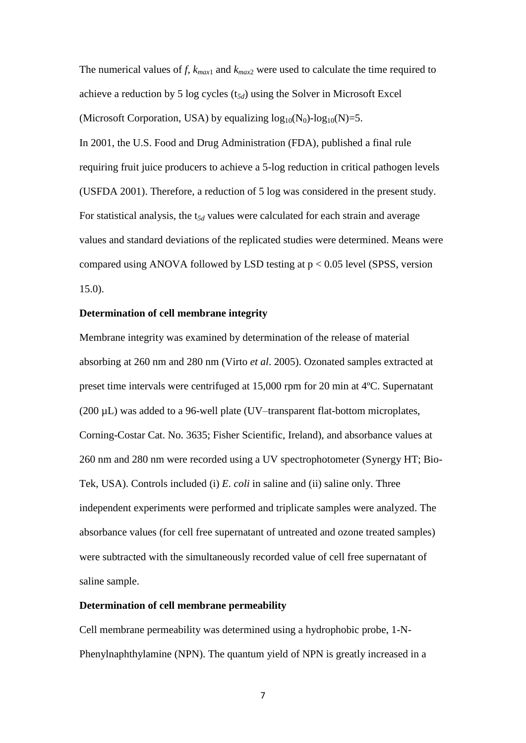The numerical values of *f*, $k_{max1}$ and $k_{max2}$ were used to calculate the time required to achieve a reduction by 5 log cycles ($t_{5d}$) using the Solver in Microsoft Excel (Microsoft Corporation, USA) by equalizing $\log_{10}(N_0)-\log_{10}(N)=5$.

In 2001, the U.S. Food and Drug Administration (FDA), published a final rule requiring fruit juice producers to achieve a 5-log reduction in critical pathogen levels (USFDA 2001). Therefore, a reduction of 5 log was considered in the present study. For statistical analysis, the $t_{5d}$ values were calculated for each strain and average values and standard deviations of the replicated studies were determined. Means were compared using ANOVA followed by LSD testing at $p < 0.05$ level (SPSS, version 15.0).

**Determination of cell membrane integrity**

Membrane integrity was examined by determination of the release of material absorbing at 260 nm and 280 nm (Virto *et al*. 2005). Ozonated samples extracted at preset time intervals were centrifuged at 15,000 rpm for 20 min at 4ºC. Supernatant (200 µL) was added to a 96-well plate (UV–transparent flat-bottom microplates, Corning-Costar Cat. No. 3635; Fisher Scientific, Ireland), and absorbance values at 260 nm and 280 nm were recorded using a UV spectrophotometer (Synergy HT; Bio-Tek, USA). Controls included (i) *E. coli* in saline and (ii) saline only. Three independent experiments were performed and triplicate samples were analyzed. The absorbance values (for cell free supernatant of untreated and ozone treated samples) were subtracted with the simultaneously recorded value of cell free supernatant of saline sample.

**Determination of cell membrane permeability**

Cell membrane permeability was determined using a hydrophobic probe, 1-N-Phenylnaphthylamine (NPN). The quantum yield of NPN is greatly increased in a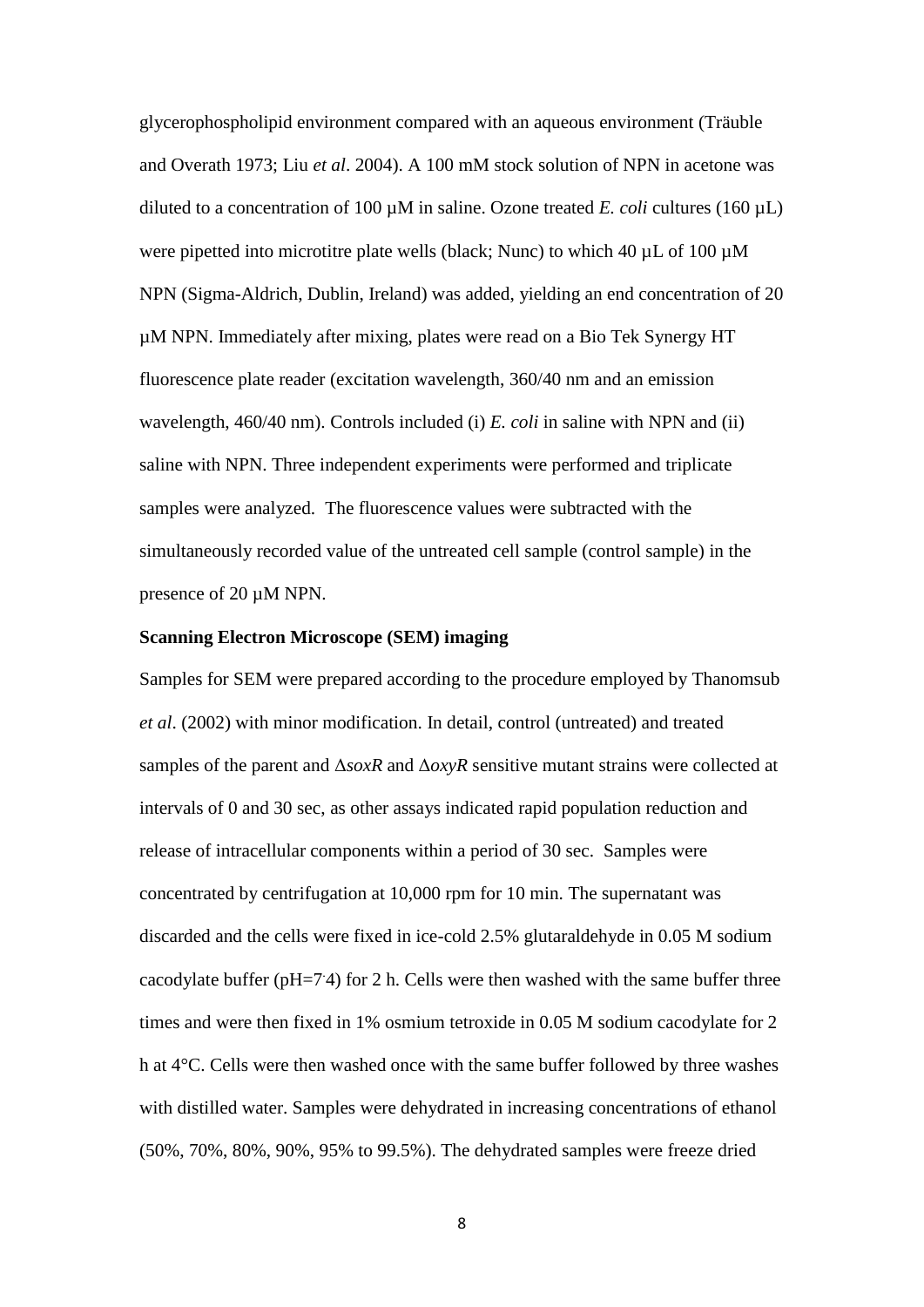glycerophospholipid environment compared with an aqueous environment (Träuble and Overath 1973; Liu *et al*. 2004). A 100 mM stock solution of NPN in acetone was diluted to a concentration of 100 µM in saline. Ozone treated *E. coli* cultures (160 µL) were pipetted into microtitre plate wells (black; Nunc) to which 40 µL of 100 µM NPN (Sigma-Aldrich, Dublin, Ireland) was added, yielding an end concentration of 20 µM NPN. Immediately after mixing, plates were read on a Bio Tek Synergy HT fluorescence plate reader (excitation wavelength, 360/40 nm and an emission wavelength, 460/40 nm). Controls included (i) *E. coli* in saline with NPN and (ii) saline with NPN. Three independent experiments were performed and triplicate samples were analyzed. The fluorescence values were subtracted with the simultaneously recorded value of the untreated cell sample (control sample) in the presence of 20 µM NPN.

**Scanning Electron Microscope (SEM) imaging**

Samples for SEM were prepared according to the procedure employed by Thanomsub *et al*. (2002) with minor modification. In detail, control (untreated) and treated samples of the parent and Δ*soxR* and Δ*oxyR* sensitive mutant strains were collected at intervals of 0 and 30 sec, as other assays indicated rapid population reduction and release of intracellular components within a period of 30 sec. Samples were concentrated by centrifugation at 10,000 rpm for 10 min. The supernatant was discarded and the cells were fixed in ice-cold 2.5% glutaraldehyde in 0.05 M sodium cacodylate buffer (pH=7.4) for 2 h. Cells were then washed with the same buffer three times and were then fixed in 1% osmium tetroxide in 0.05 M sodium cacodylate for 2 h at 4°C. Cells were then washed once with the same buffer followed by three washes with distilled water. Samples were dehydrated in increasing concentrations of ethanol (50%, 70%, 80%, 90%, 95% to 99.5%). The dehydrated samples were freeze dried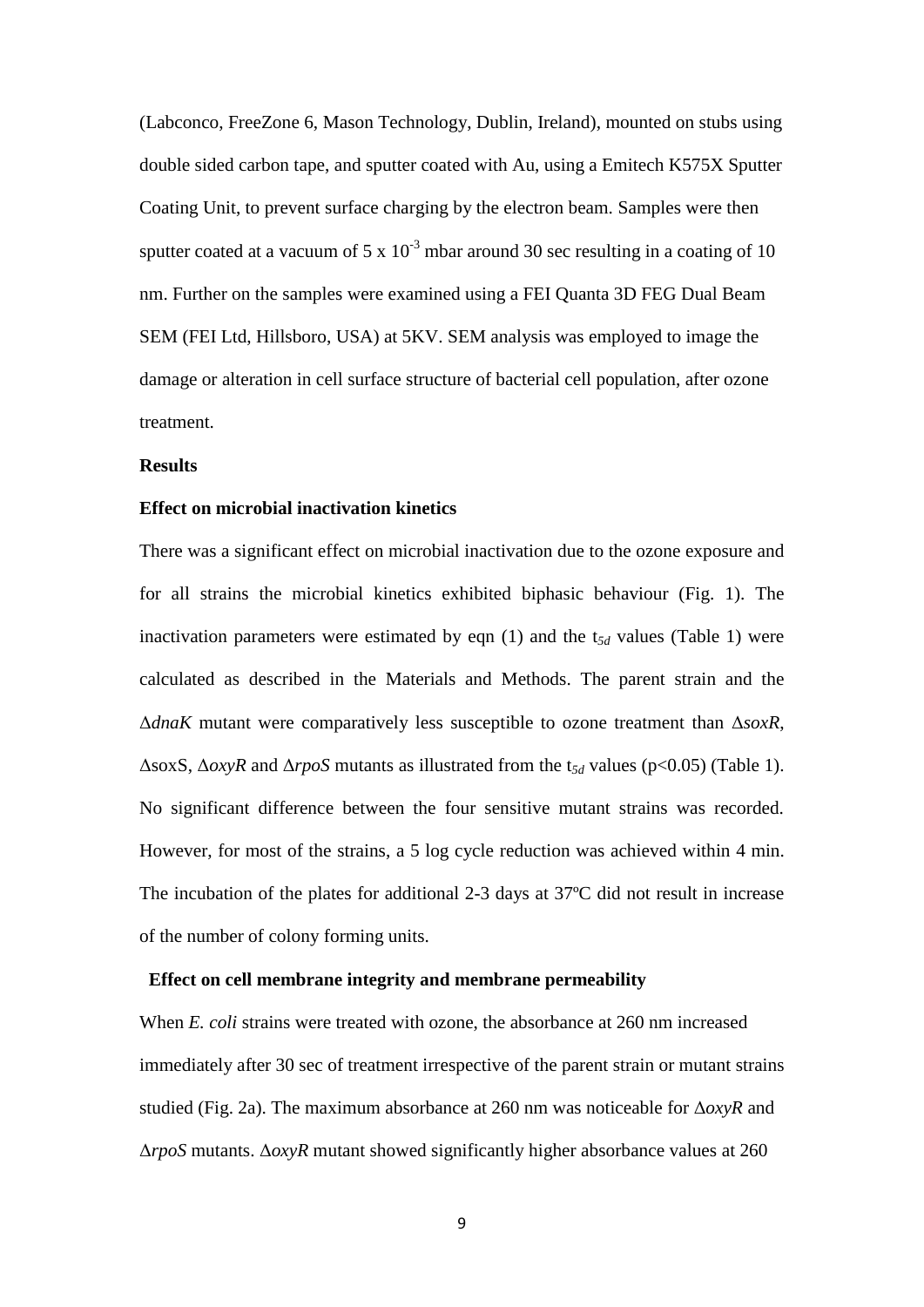(Labconco, FreeZone 6, Mason Technology, Dublin, Ireland), mounted on stubs using double sided carbon tape, and sputter coated with Au, using a Emitech K575X Sputter Coating Unit, to prevent surface charging by the electron beam. Samples were then sputter coated at a vacuum of 5 x $10^{-3}$ mbar around 30 sec resulting in a coating of 10 nm. Further on the samples were examined using a FEI Quanta 3D FEG Dual Beam SEM (FEI Ltd, Hillsboro, USA) at 5KV. SEM analysis was employed to image the damage or alteration in cell surface structure of bacterial cell population, after ozone treatment.

**Results**

**Effect on microbial inactivation kinetics**

There was a significant effect on microbial inactivation due to the ozone exposure and for all strains the microbial kinetics exhibited biphasic behaviour (Fig. 1). The inactivation parameters were estimated by eqn (1) and the $t_{5d}$ values (Table 1) were calculated as described in the Materials and Methods. The parent strain and the Δ*dnaK* mutant were comparatively less susceptible to ozone treatment than Δ*soxR*, ΔsoxS, Δ*oxyR* and Δ*rpoS* mutants as illustrated from the $t_{5d}$ values ($p<0.05$) (Table 1). No significant difference between the four sensitive mutant strains was recorded. However, for most of the strains, a 5 log cycle reduction was achieved within 4 min. The incubation of the plates for additional 2-3 days at 37ºC did not result in increase of the number of colony forming units.

**Effect on cell membrane integrity and membrane permeability**

When *E. coli* strains were treated with ozone, the absorbance at 260 nm increased immediately after 30 sec of treatment irrespective of the parent strain or mutant strains studied (Fig. 2a). The maximum absorbance at 260 nm was noticeable for Δ*oxyR* and Δ*rpoS* mutants. Δ*oxyR* mutant showed significantly higher absorbance values at 260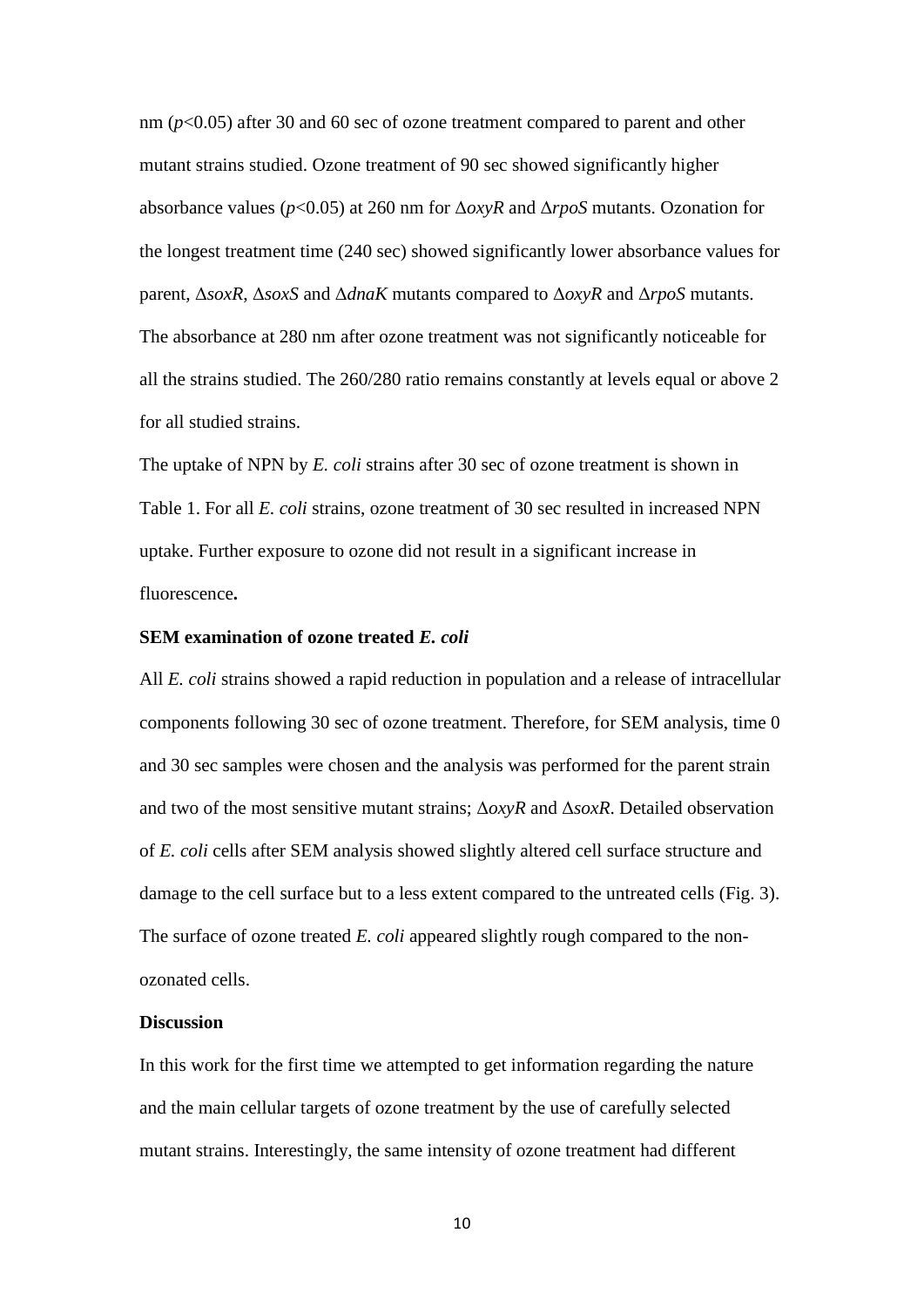nm ($p$<0.05) after 30 and 60 sec of ozone treatment compared to parent and other mutant strains studied. Ozone treatment of 90 sec showed significantly higher absorbance values ($p$<0.05) at 260 nm for Δ*oxyR* and Δ*rpoS* mutants. Ozonation for the longest treatment time (240 sec) showed significantly lower absorbance values for parent, Δ*soxR*, Δ*soxS* and Δ*dnaK* mutants compared to Δ*oxyR* and Δ*rpoS* mutants. The absorbance at 280 nm after ozone treatment was not significantly noticeable for all the strains studied. The 260/280 ratio remains constantly at levels equal or above 2 for all studied strains.

The uptake of NPN by *E. coli* strains after 30 sec of ozone treatment is shown in Table 1. For all *E. coli* strains, ozone treatment of 30 sec resulted in increased NPN uptake. Further exposure to ozone did not result in a significant increase in fluorescence**.**

**SEM examination of ozone treated *E. coli***

All *E. coli* strains showed a rapid reduction in population and a release of intracellular components following 30 sec of ozone treatment. Therefore, for SEM analysis, time 0 and 30 sec samples were chosen and the analysis was performed for the parent strain and two of the most sensitive mutant strains; Δ*oxyR* and Δ*soxR*. Detailed observation of *E. coli* cells after SEM analysis showed slightly altered cell surface structure and damage to the cell surface but to a less extent compared to the untreated cells (Fig. 3). The surface of ozone treated *E. coli* appeared slightly rough compared to the non-ozonated cells.

**Discussion**

In this work for the first time we attempted to get information regarding the nature and the main cellular targets of ozone treatment by the use of carefully selected mutant strains. Interestingly, the same intensity of ozone treatment had different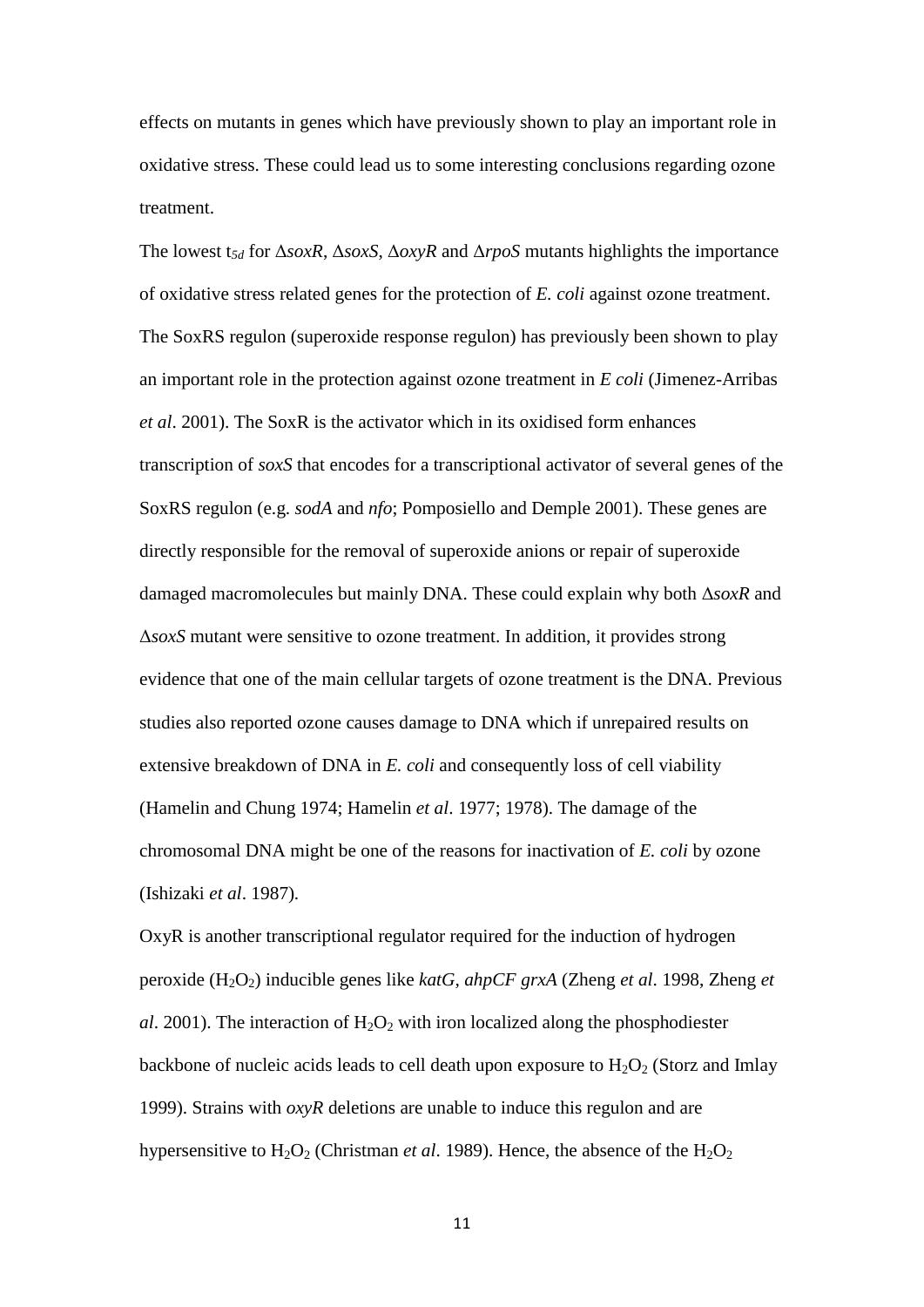effects on mutants in genes which have previously shown to play an important role in oxidative stress. These could lead us to some interesting conclusions regarding ozone treatment.

The lowest $t_{5d}$ for Δ*soxR*, Δ*soxS*, Δ*oxyR* and Δ*rpoS* mutants highlights the importance of oxidative stress related genes for the protection of *E. coli* against ozone treatment. The SoxRS regulon (superoxide response regulon) has previously been shown to play an important role in the protection against ozone treatment in *E coli* (Jimenez-Arribas *et al*. 2001). The SoxR is the activator which in its oxidised form enhances transcription of *soxS* that encodes for a transcriptional activator of several genes of the SoxRS regulon (e.g. *sodA* and *nfo*; Pomposiello and Demple 2001). These genes are directly responsible for the removal of superoxide anions or repair of superoxide damaged macromolecules but mainly DNA. These could explain why both Δ*soxR* and Δ*soxS* mutant were sensitive to ozone treatment. In addition, it provides strong evidence that one of the main cellular targets of ozone treatment is the DNA. Previous studies also reported ozone causes damage to DNA which if unrepaired results on extensive breakdown of DNA in *E. coli* and consequently loss of cell viability (Hamelin and Chung 1974; Hamelin *et al*. 1977; 1978). The damage of the chromosomal DNA might be one of the reasons for inactivation of *E. coli* by ozone (Ishizaki *et al*. 1987).

OxyR is another transcriptional regulator required for the induction of hydrogen peroxide ($H_2O_2$) inducible genes like *katG*, *ahpCF grxA* (Zheng *et al*. 1998, Zheng *et al*. 2001). The interaction of $H_2O_2$ with iron localized along the phosphodiester backbone of nucleic acids leads to cell death upon exposure to $H_2O_2$ (Storz and Imlay 1999). Strains with *oxyR* deletions are unable to induce this regulon and are hypersensitive to $H_2O_2$ (Christman *et al*. 1989). Hence, the absence of the $H_2O_2$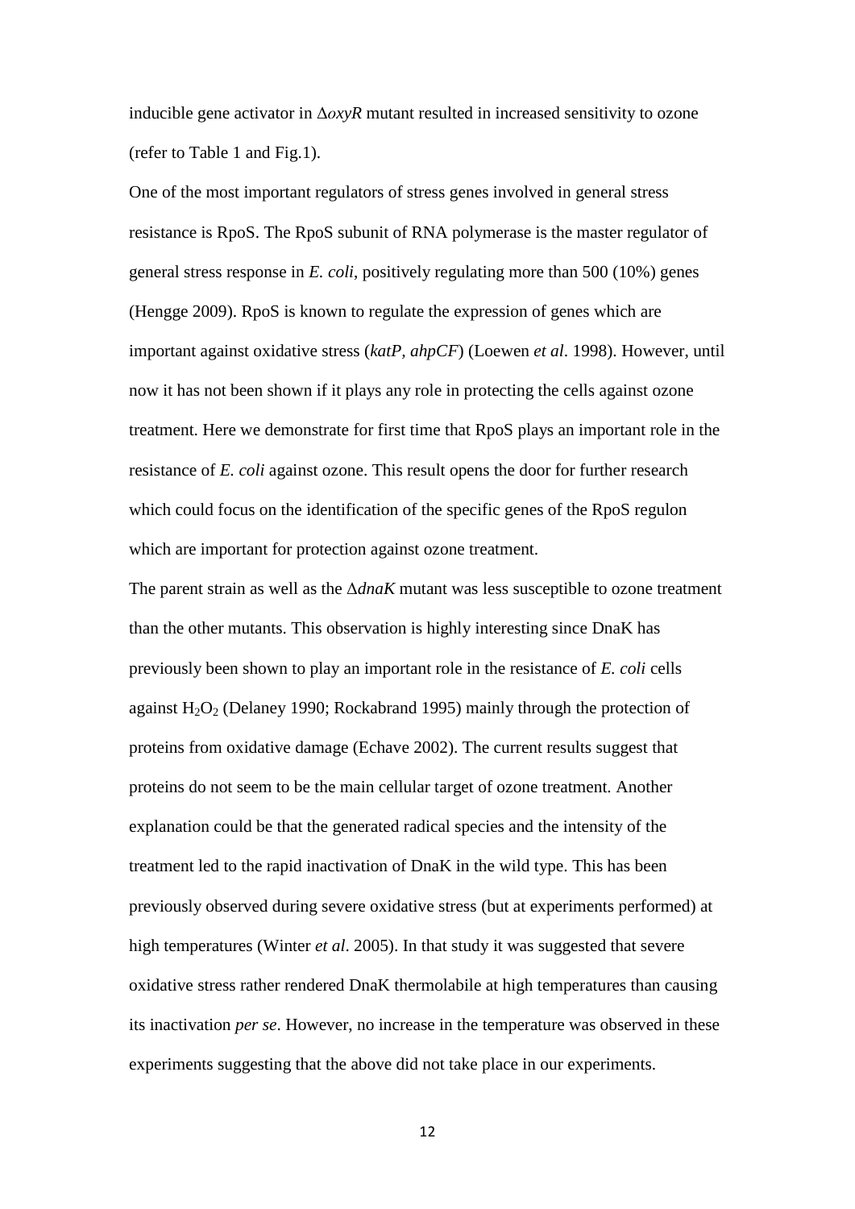inducible gene activator in Δ*oxyR* mutant resulted in increased sensitivity to ozone (refer to Table 1 and Fig.1).

One of the most important regulators of stress genes involved in general stress resistance is RpoS. The RpoS subunit of RNA polymerase is the master regulator of general stress response in *E. coli*, positively regulating more than 500 (10%) genes (Hengge 2009). RpoS is known to regulate the expression of genes which are important against oxidative stress (*katP, ahpCF*) (Loewen *et al*. 1998). However, until now it has not been shown if it plays any role in protecting the cells against ozone treatment. Here we demonstrate for first time that RpoS plays an important role in the resistance of *E. coli* against ozone. This result opens the door for further research which could focus on the identification of the specific genes of the RpoS regulon which are important for protection against ozone treatment.

The parent strain as well as the Δ*dnaK* mutant was less susceptible to ozone treatment than the other mutants. This observation is highly interesting since DnaK has previously been shown to play an important role in the resistance of *E. coli* cells against $H_2O_2$ (Delaney 1990; Rockabrand 1995) mainly through the protection of proteins from oxidative damage (Echave 2002). The current results suggest that proteins do not seem to be the main cellular target of ozone treatment. Another explanation could be that the generated radical species and the intensity of the treatment led to the rapid inactivation of DnaK in the wild type. This has been previously observed during severe oxidative stress (but at experiments performed) at high temperatures (Winter *et al*. 2005). In that study it was suggested that severe oxidative stress rather rendered DnaK thermolabile at high temperatures than causing its inactivation *per se*. However, no increase in the temperature was observed in these experiments suggesting that the above did not take place in our experiments.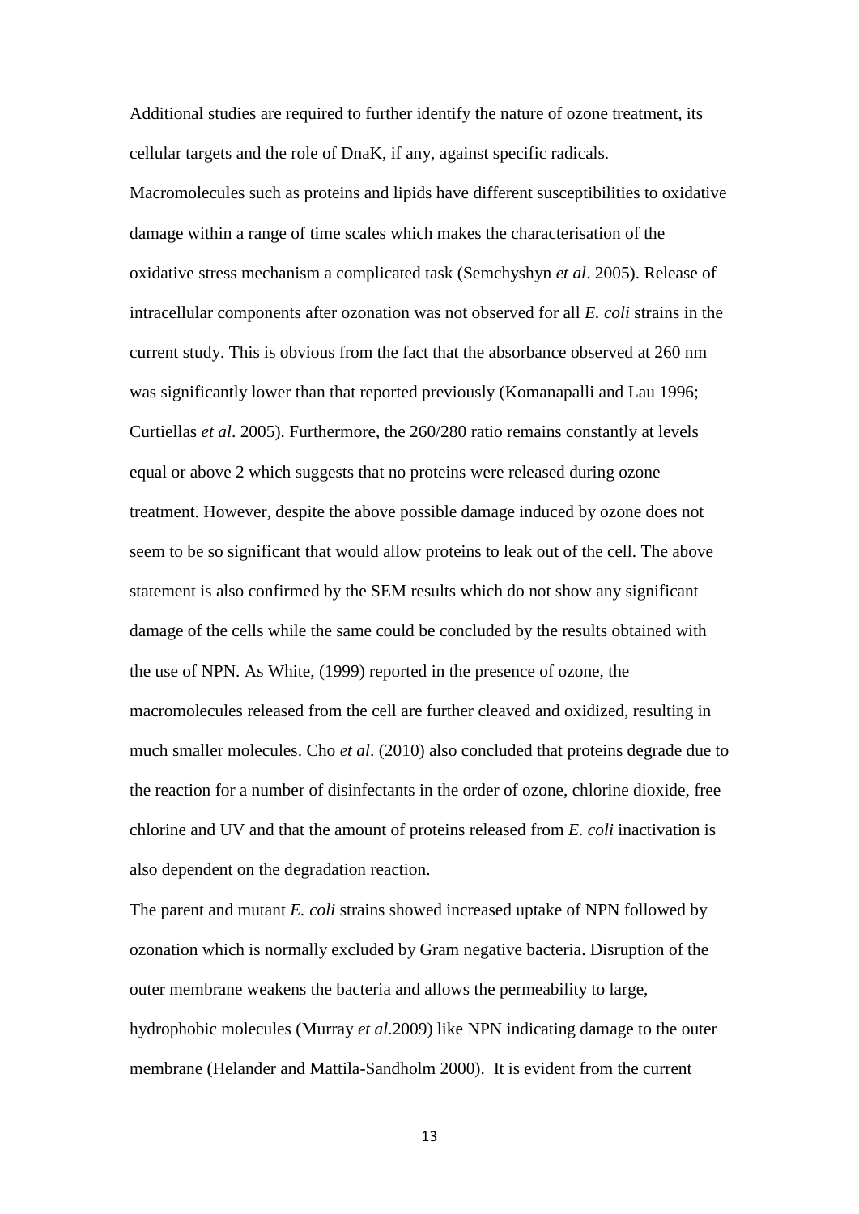Additional studies are required to further identify the nature of ozone treatment, its cellular targets and the role of DnaK, if any, against specific radicals.

Macromolecules such as proteins and lipids have different susceptibilities to oxidative damage within a range of time scales which makes the characterisation of the oxidative stress mechanism a complicated task (Semchyshyn *et al*. 2005). Release of intracellular components after ozonation was not observed for all *E. coli* strains in the current study. This is obvious from the fact that the absorbance observed at 260 nm was significantly lower than that reported previously (Komanapalli and Lau 1996; Curtiellas *et al*. 2005). Furthermore, the 260/280 ratio remains constantly at levels equal or above 2 which suggests that no proteins were released during ozone treatment. However, despite the above possible damage induced by ozone does not seem to be so significant that would allow proteins to leak out of the cell. The above statement is also confirmed by the SEM results which do not show any significant damage of the cells while the same could be concluded by the results obtained with the use of NPN. As White, (1999) reported in the presence of ozone, the macromolecules released from the cell are further cleaved and oxidized, resulting in much smaller molecules. Cho *et al*. (2010) also concluded that proteins degrade due to the reaction for a number of disinfectants in the order of ozone, chlorine dioxide, free chlorine and UV and that the amount of proteins released from *E. coli* inactivation is also dependent on the degradation reaction.

The parent and mutant *E. coli* strains showed increased uptake of NPN followed by ozonation which is normally excluded by Gram negative bacteria. Disruption of the outer membrane weakens the bacteria and allows the permeability to large, hydrophobic molecules (Murray *et al*.2009) like NPN indicating damage to the outer membrane (Helander and Mattila-Sandholm 2000). It is evident from the current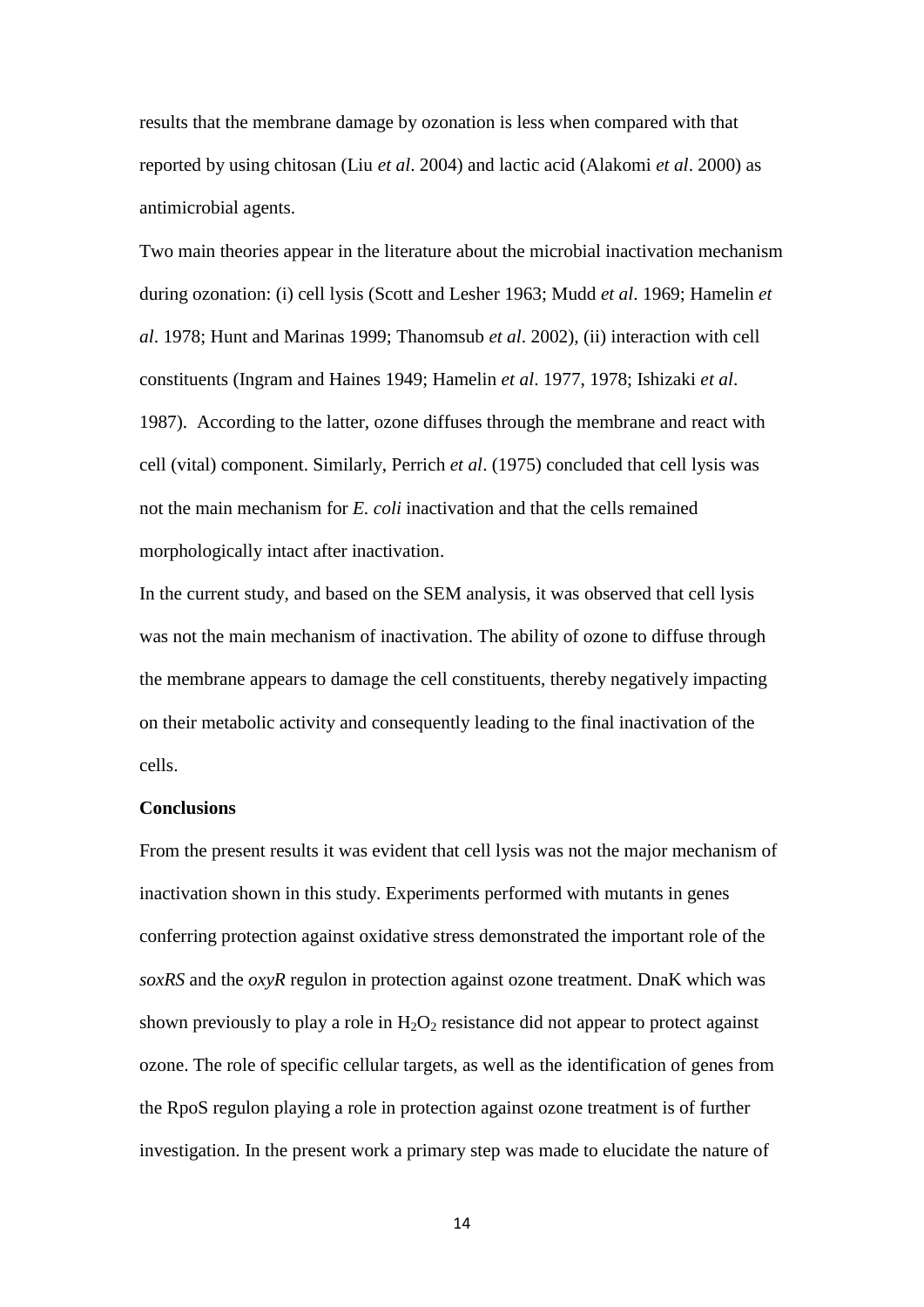results that the membrane damage by ozonation is less when compared with that reported by using chitosan (Liu *et al*. 2004) and lactic acid (Alakomi *et al*. 2000) as antimicrobial agents.

Two main theories appear in the literature about the microbial inactivation mechanism during ozonation: (i) cell lysis (Scott and Lesher 1963; Mudd *et al*. 1969; Hamelin *et al*. 1978; Hunt and Marinas 1999; Thanomsub *et al*. 2002), (ii) interaction with cell constituents (Ingram and Haines 1949; Hamelin *et al*. 1977, 1978; Ishizaki *et al*. 1987). According to the latter, ozone diffuses through the membrane and react with cell (vital) component. Similarly, Perrich *et al*. (1975) concluded that cell lysis was not the main mechanism for *E. coli* inactivation and that the cells remained morphologically intact after inactivation.

In the current study, and based on the SEM analysis, it was observed that cell lysis was not the main mechanism of inactivation. The ability of ozone to diffuse through the membrane appears to damage the cell constituents, thereby negatively impacting on their metabolic activity and consequently leading to the final inactivation of the cells.

**Conclusions**

From the present results it was evident that cell lysis was not the major mechanism of inactivation shown in this study. Experiments performed with mutants in genes conferring protection against oxidative stress demonstrated the important role of the *soxRS* and the *oxyR* regulon in protection against ozone treatment. DnaK which was shown previously to play a role in $H_2O_2$ resistance did not appear to protect against ozone. The role of specific cellular targets, as well as the identification of genes from the RpoS regulon playing a role in protection against ozone treatment is of further investigation. In the present work a primary step was made to elucidate the nature of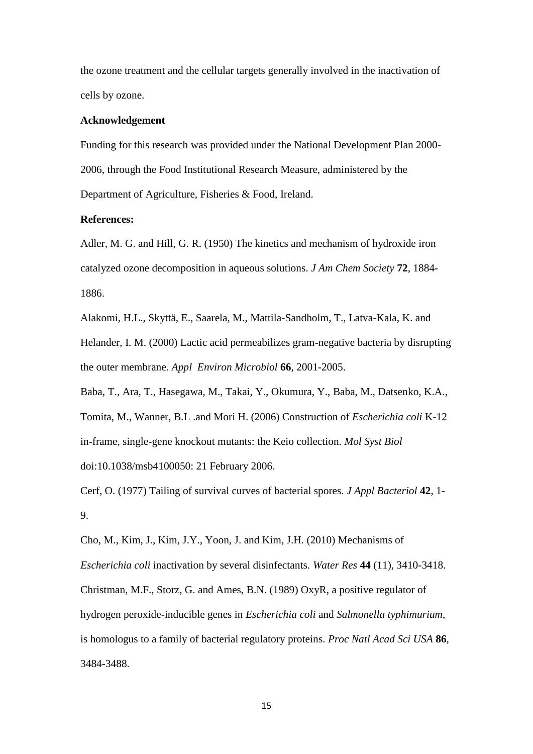the ozone treatment and the cellular targets generally involved in the inactivation of cells by ozone.

**Acknowledgement**

Funding for this research was provided under the National Development Plan 2000-2006, through the Food Institutional Research Measure, administered by the Department of Agriculture, Fisheries & Food, Ireland.

**References:**

Adler, M. G. and Hill, G. R. (1950) The kinetics and mechanism of hydroxide iron catalyzed ozone decomposition in aqueous solutions. *J Am Chem Society* **72**, 1884-1886.

Alakomi, H.L., Skyttä, E., Saarela, M., Mattila-Sandholm, T., Latva-Kala, K. and Helander, I. M. (2000) Lactic acid permeabilizes gram-negative bacteria by disrupting the outer membrane. *Appl Environ Microbiol* **66**, 2001-2005.

Baba, T., Ara, T., Hasegawa, M., Takai, Y., Okumura, Y., Baba, M., Datsenko, K.A., Tomita, M., Wanner, B.L .and Mori H. (2006) Construction of *Escherichia coli* K-12 in-frame, single-gene knockout mutants: the Keio collection. *Mol Syst Biol* doi:10.1038/msb4100050: 21 February 2006.

Cerf, O. (1977) Tailing of survival curves of bacterial spores. *J Appl Bacteriol* **42**, 1-9.

Cho, M., Kim, J., Kim, J.Y., Yoon, J. and Kim, J.H. (2010) Mechanisms of *Escherichia coli* inactivation by several disinfectants. *Water Res* **44** (11), 3410-3418.

Christman, M.F., Storz, G. and Ames, B.N. (1989) OxyR, a positive regulator of hydrogen peroxide-inducible genes in *Escherichia coli* and *Salmonella typhimurium*, is homologus to a family of bacterial regulatory proteins. *Proc Natl Acad Sci USA* **86**, 3484-3488.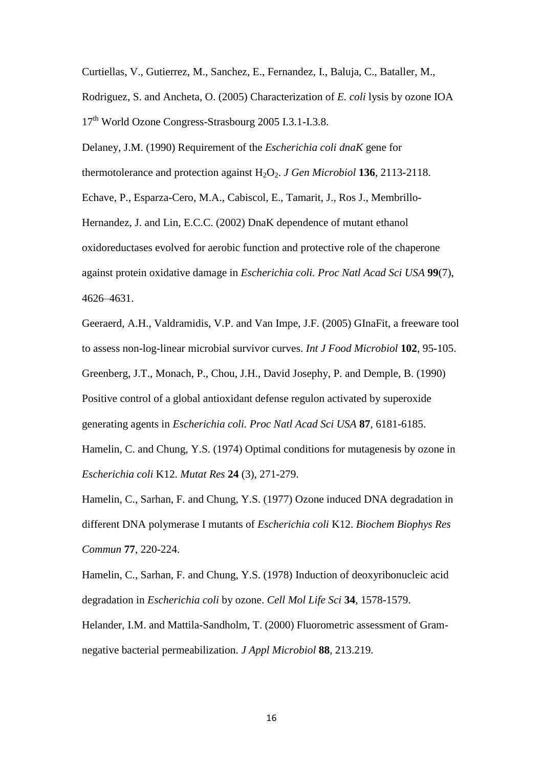Curtiellas, V., Gutierrez, M., Sanchez, E., Fernandez, I., Baluja, C., Bataller, M., Rodriguez, S. and Ancheta, O. (2005) Characterization of *E. coli* lysis by ozone IOA 17th World Ozone Congress-Strasbourg 2005 I.3.1-I.3.8.

Delaney, J.M. (1990) Requirement of the *Escherichia coli dnaK* gene for thermotolerance and protection against $H_2O_2$. *J Gen Microbiol* **136**, 2113-2118.

Echave, P., Esparza-Cero, M.A., Cabiscol, E., Tamarit, J., Ros J., Membrillo-Hernandez, J. and Lin, E.C.C. (2002) DnaK dependence of mutant ethanol oxidoreductases evolved for aerobic function and protective role of the chaperone against protein oxidative damage in *Escherichia coli. Proc Natl Acad Sci USA* **99**(7), 4626–4631.

Geeraerd, A.H., Valdramidis, V.P. and Van Impe, J.F. (2005) GInaFit, a freeware tool to assess non-log-linear microbial survivor curves. *Int J Food Microbiol* **102**, 95-105.

Greenberg, J.T., Monach, P., Chou, J.H., David Josephy, P. and Demple, B. (1990) Positive control of a global antioxidant defense regulon activated by superoxide generating agents in *Escherichia coli. Proc Natl Acad Sci USA* **87**, 6181-6185.

Hamelin, C. and Chung, Y.S. (1974) Optimal conditions for mutagenesis by ozone in *Escherichia coli* K12. *Mutat Res* **24** (3), 271-279.

Hamelin, C., Sarhan, F. and Chung, Y.S. (1977) Ozone induced DNA degradation in different DNA polymerase I mutants of *Escherichia coli* K12. *Biochem Biophys Res Commun* **77**, 220-224.

Hamelin, C., Sarhan, F. and Chung, Y.S. (1978) Induction of deoxyribonucleic acid degradation in *Escherichia coli* by ozone. *Cell Mol Life Sci* **34**, 1578-1579.

Helander, I.M. and Mattila-Sandholm, T. (2000) Fluorometric assessment of Gram-negative bacterial permeabilization. *J Appl Microbiol* **88**, 213.219.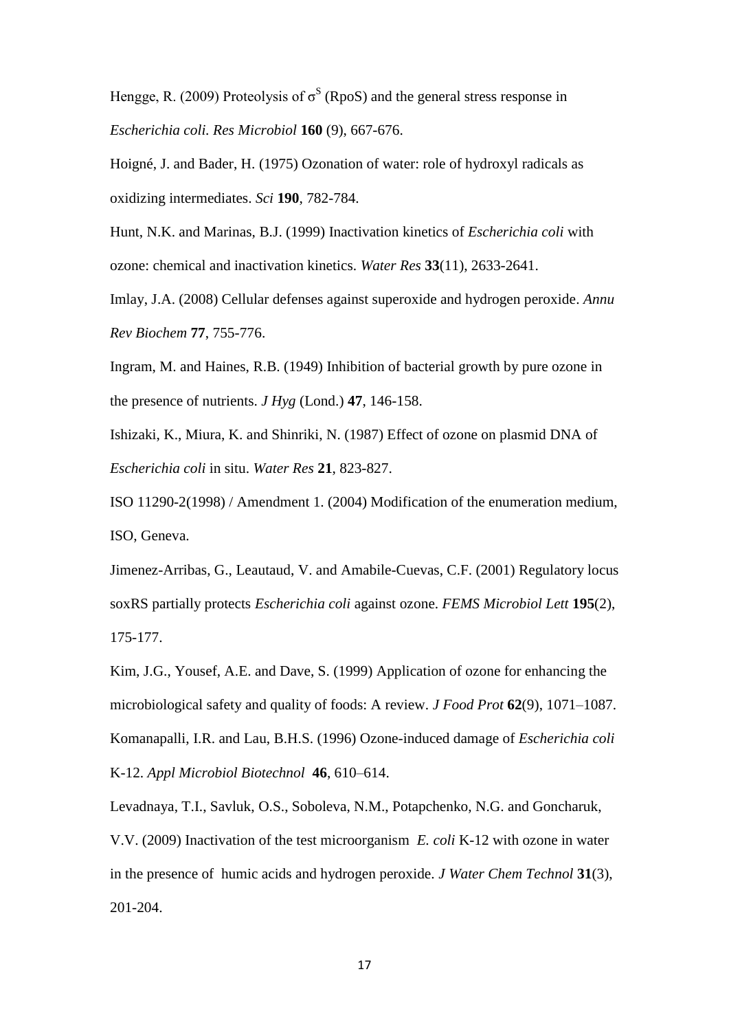Hengge, R. (2009) Proteolysis of $\sigma^S$ (RpoS) and the general stress response in *Escherichia coli*. *Res Microbiol* **160** (9), 667-676.

Hoigné, J. and Bader, H. (1975) Ozonation of water: role of hydroxyl radicals as oxidizing intermediates. *Sci* **190**, 782-784.

Hunt, N.K. and Marinas, B.J. (1999) Inactivation kinetics of *Escherichia coli* with ozone: chemical and inactivation kinetics. *Water Res* **33**(11), 2633-2641.

Imlay, J.A. (2008) Cellular defenses against superoxide and hydrogen peroxide. *Annu Rev Biochem* **77**, 755-776.

Ingram, M. and Haines, R.B. (1949) Inhibition of bacterial growth by pure ozone in the presence of nutrients. *J Hyg* (Lond.) **47**, 146-158.

Ishizaki, K., Miura, K. and Shinriki, N. (1987) Effect of ozone on plasmid DNA of *Escherichia coli* in situ. *Water Res* **21**, 823-827.

ISO 11290-2(1998) / Amendment 1. (2004) Modification of the enumeration medium, ISO, Geneva.

Jimenez-Arribas, G., Leautaud, V. and Amabile-Cuevas, C.F. (2001) Regulatory locus soxRS partially protects *Escherichia coli* against ozone. *FEMS Microbiol Lett* **195**(2), 175-177.

Kim, J.G., Yousef, A.E. and Dave, S. (1999) Application of ozone for enhancing the microbiological safety and quality of foods: A review. *J Food Prot* **62**(9), 1071–1087.

Komanapalli, I.R. and Lau, B.H.S. (1996) Ozone-induced damage of *Escherichia coli* K-12. *Appl Microbiol Biotechnol* **46**, 610–614.

Levadnaya, T.I., Savluk, O.S., Soboleva, N.M., Potapchenko, N.G. and Goncharuk, V.V. (2009) Inactivation of the test microorganism *E. coli* K-12 with ozone in water in the presence of humic acids and hydrogen peroxide. *J Water Chem Technol* **31**(3), 201-204.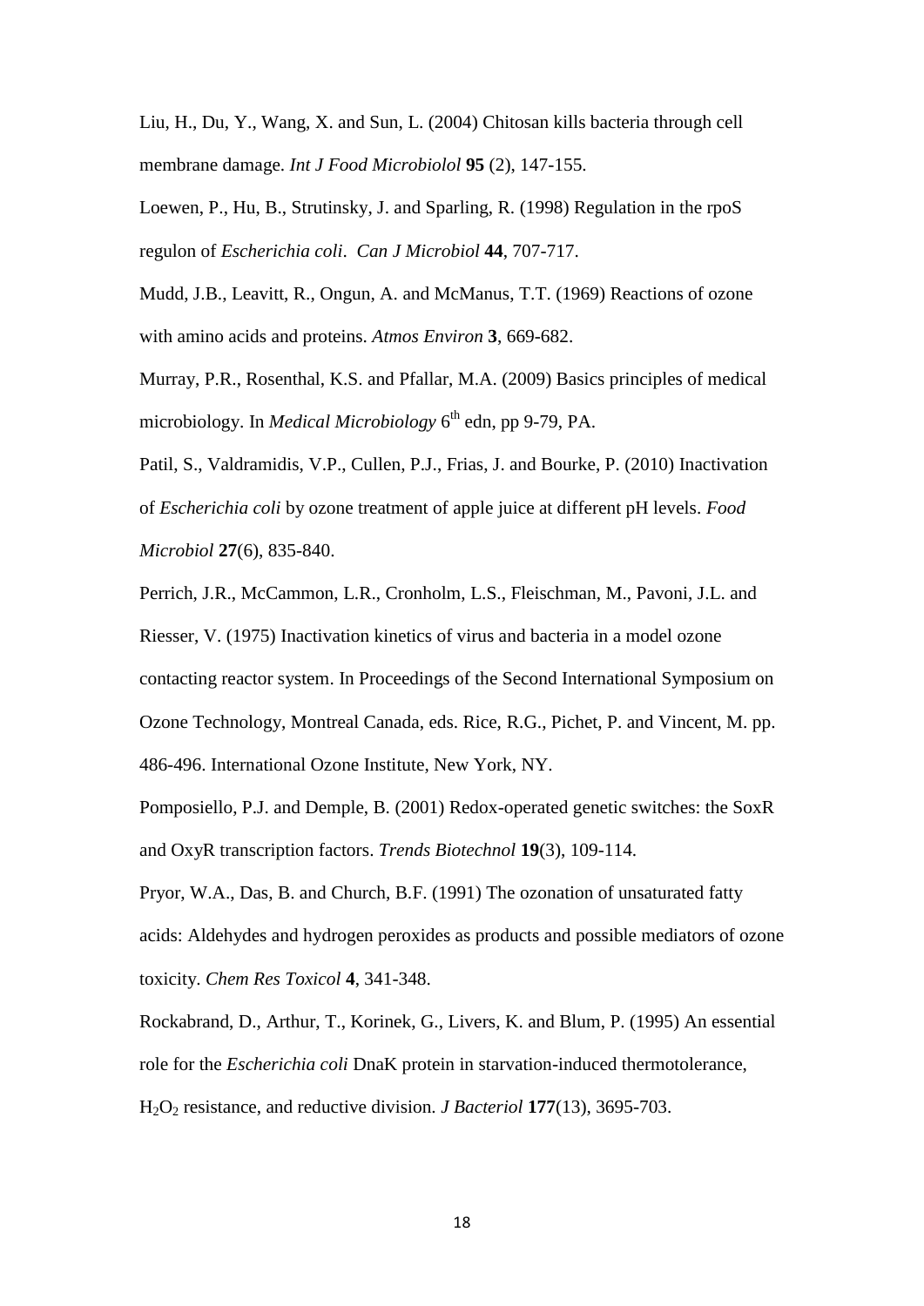Liu, H., Du, Y., Wang, X. and Sun, L. (2004) Chitosan kills bacteria through cell membrane damage. *Int J Food Microbiolol* **95** (2), 147-155.

Loewen, P., Hu, B., Strutinsky, J. and Sparling, R. (1998) Regulation in the rpoS regulon of *Escherichia coli*. *Can J Microbiol* **44**, 707-717.

Mudd, J.B., Leavitt, R., Ongun, A. and McManus, T.T. (1969) Reactions of ozone with amino acids and proteins. *Atmos Environ* **3**, 669-682.

Murray, P.R., Rosenthal, K.S. and Pfallar, M.A. (2009) Basics principles of medical microbiology. In *Medical Microbiology* 6th edn, pp 9-79, PA.

Patil, S., Valdramidis, V.P., Cullen, P.J., Frias, J. and Bourke, P. (2010) Inactivation of *Escherichia coli* by ozone treatment of apple juice at different pH levels. *Food Microbiol* **27**(6), 835-840.

Perrich, J.R., McCammon, L.R., Cronholm, L.S., Fleischman, M., Pavoni, J.L. and Riesser, V. (1975) Inactivation kinetics of virus and bacteria in a model ozone contacting reactor system. In Proceedings of the Second International Symposium on Ozone Technology, Montreal Canada, eds. Rice, R.G., Pichet, P. and Vincent, M. pp. 486-496. International Ozone Institute, New York, NY.

Pomposiello, P.J. and Demple, B. (2001) Redox-operated genetic switches: the SoxR and OxyR transcription factors. *Trends Biotechnol* **19**(3), 109-114.

Pryor, W.A., Das, B. and Church, B.F. (1991) The ozonation of unsaturated fatty acids: Aldehydes and hydrogen peroxides as products and possible mediators of ozone toxicity. *Chem Res Toxicol* **4**, 341-348.

Rockabrand, D., Arthur, T., Korinek, G., Livers, K. and Blum, P. (1995) An essential role for the *Escherichia coli* DnaK protein in starvation-induced thermotolerance, $H_2O_2$ resistance, and reductive division. *J Bacteriol* **177**(13), 3695-703.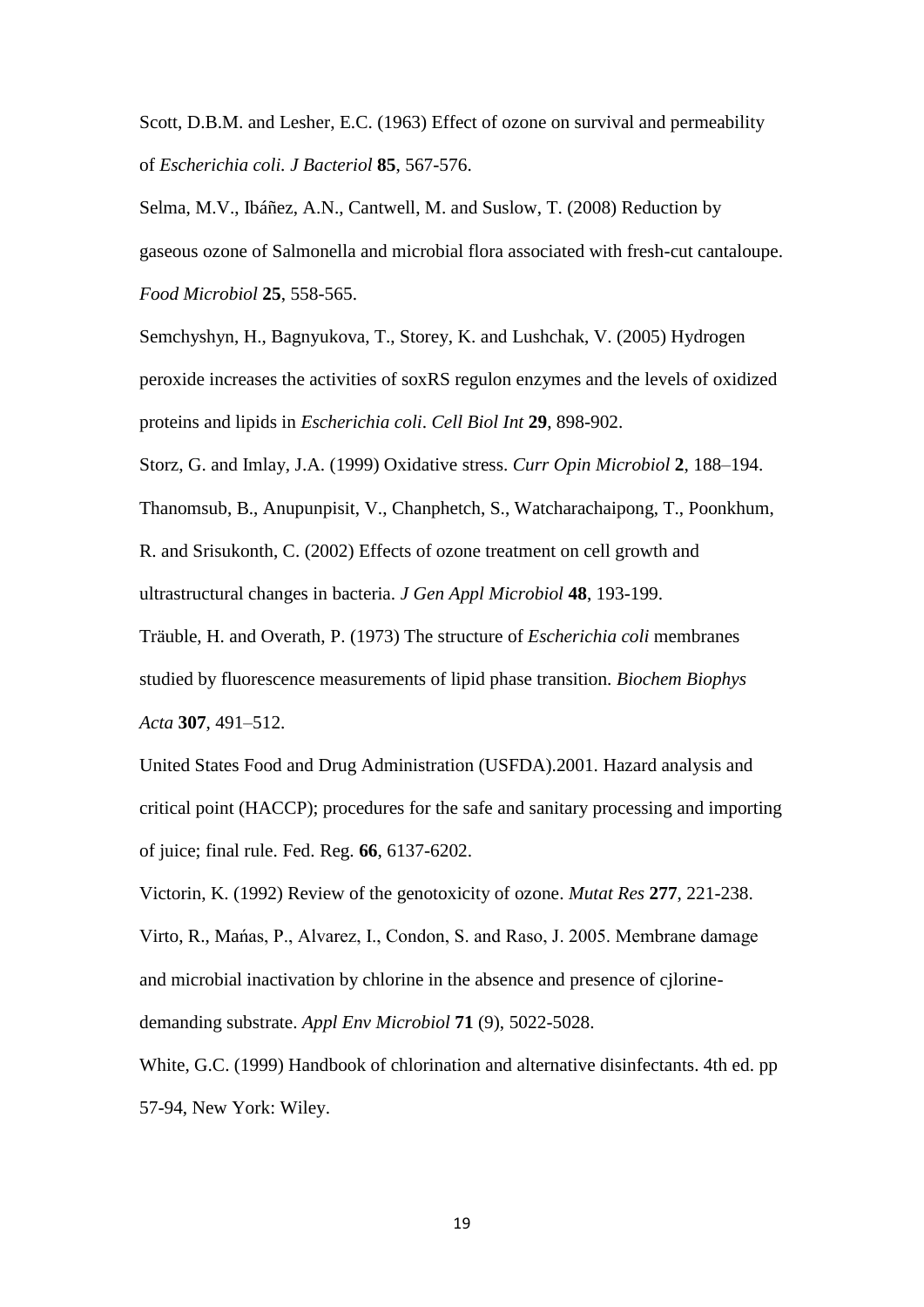Scott, D.B.M. and Lesher, E.C. (1963) Effect of ozone on survival and permeability of *Escherichia coli. J Bacteriol* **85**, 567-576.

Selma, M.V., Ibáñez, A.N., Cantwell, M. and Suslow, T. (2008) Reduction by gaseous ozone of Salmonella and microbial flora associated with fresh-cut cantaloupe. *Food Microbiol* **25**, 558-565.

Semchyshyn, H., Bagnyukova, T., Storey, K. and Lushchak, V. (2005) Hydrogen peroxide increases the activities of soxRS regulon enzymes and the levels of oxidized proteins and lipids in *Escherichia coli*. *Cell Biol Int* **29**, 898-902.

Storz, G. and Imlay, J.A. (1999) Oxidative stress. *Curr Opin Microbiol* **2**, 188–194.

Thanomsub, B., Anupunpisit, V., Chanphetch, S., Watcharachaipong, T., Poonkhum, R. and Srisukonth, C. (2002) Effects of ozone treatment on cell growth and ultrastructural changes in bacteria. *J Gen Appl Microbiol* **48**, 193-199.

Träuble, H. and Overath, P. (1973) The structure of *Escherichia coli* membranes studied by fluorescence measurements of lipid phase transition. *Biochem Biophys Acta* **307**, 491–512.

United States Food and Drug Administration (USFDA).2001. Hazard analysis and critical point (HACCP); procedures for the safe and sanitary processing and importing of juice; final rule. Fed. Reg. **66**, 6137-6202.

Victorin, K. (1992) Review of the genotoxicity of ozone. *Mutat Res* **277**, 221-238.

Virto, R., Mańas, P., Alvarez, I., Condon, S. and Raso, J. 2005. Membrane damage and microbial inactivation by chlorine in the absence and presence of cjlorine-demanding substrate. *Appl Env Microbiol* **71** (9), 5022-5028.

White, G.C. (1999) Handbook of chlorination and alternative disinfectants. 4th ed. pp 57-94, New York: Wiley.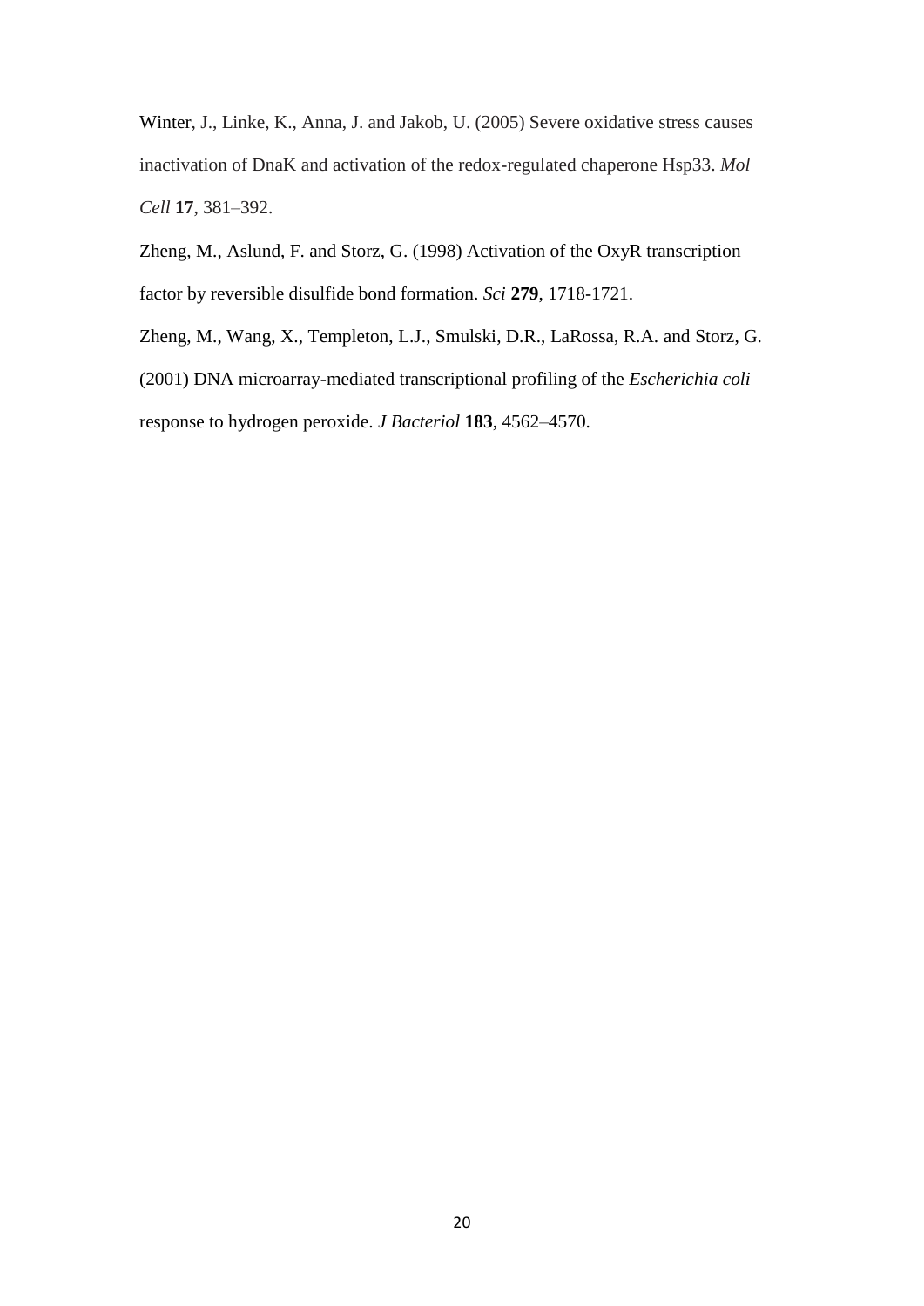Winter, J., Linke, K., Anna, J. and Jakob, U. (2005) Severe oxidative stress causes inactivation of DnaK and activation of the redox-regulated chaperone Hsp33. *Mol Cell* **17**, 381–392.

Zheng, M., Aslund, F. and Storz, G. (1998) Activation of the OxyR transcription factor by reversible disulfide bond formation. *Sci* **279**, 1718-1721.

Zheng, M., Wang, X., Templeton, L.J., Smulski, D.R., LaRossa, R.A. and Storz, G. (2001) DNA microarray-mediated transcriptional profiling of the *Escherichia coli* response to hydrogen peroxide. *J Bacteriol* **183**, 4562–4570.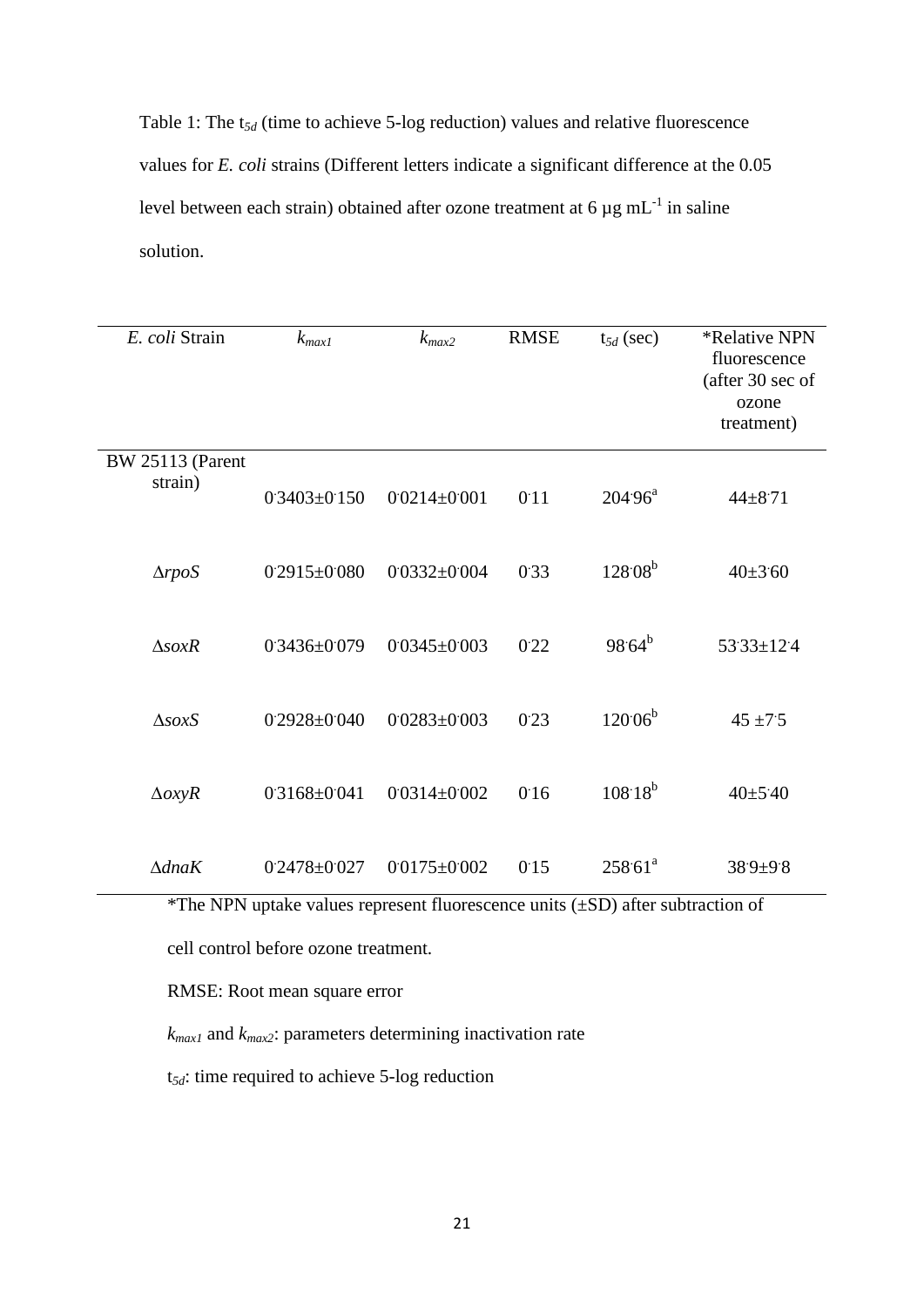Table 1: The $t_{5d}$ (time to achieve 5-log reduction) values and relative fluorescence values for *E. coli* strains (Different letters indicate a significant difference at the 0.05 level between each strain) obtained after ozone treatment at 6 µg $mL^{-1}$ in saline solution.

| *E. coli* Strain | $k_{max1}$ | $k_{max2}$ | RMSE | $t_{5d}$ (sec) | *Relative NPN fluorescence (after 30 sec of ozone treatment) |
|---|---|---|---|---|---|
| BW 25113 (Parent strain) | 0.3403±0.150 | 0.0214±0.001 | 0.11 | $204.96^{a}$ | 44±8.71 |
| Δ*rpoS* | 0.2915±0.080 | 0.0332±0.004 | 0.33 | $128.08^{b}$ | 40±3.60 |
| Δ*soxR* | 0.3436±0.079 | 0.0345±0.003 | 0.22 | $98.64^{b}$ | 53.33±12.4 |
| Δ*soxS* | 0.2928±0.040 | 0.0283±0.003 | 0.23 | $120.06^{b}$ | 45 ±7.5 |
| Δ*oxyR* | 0.3168±0.041 | 0.0314±0.002 | 0.16 | $108.18^{b}$ | 40±5.40 |
| Δ*dnaK* | 0.2478±0.027 | 0.0175±0.002 | 0.15 | $258.61^{a}$ | 38.9±9.8 |

*The NPN uptake values represent fluorescence units (±SD) after subtraction of cell control before ozone treatment.

RMSE: Root mean square error

$k_{max1}$ and $k_{max2}$: parameters determining inactivation rate

$t_{5d}$: time required to achieve 5-log reduction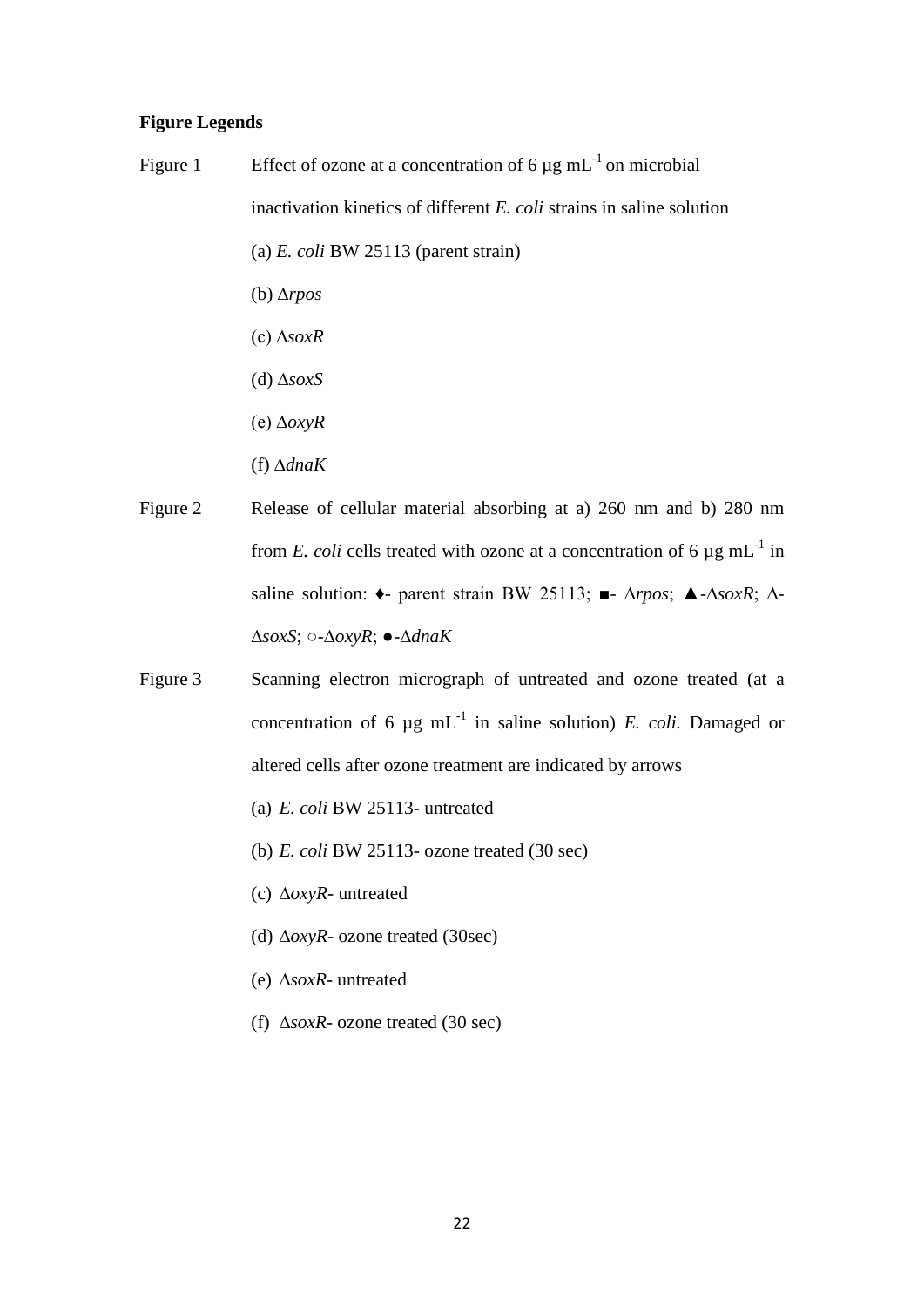**Figure Legends**

Figure 1 Effect of ozone at a concentration of 6 µg $mL^{-1}$ on microbial inactivation kinetics of different *E. coli* strains in saline solution

(a) *E. coli* BW 25113 (parent strain)

(b) ∆*rpos*

(c) ∆*soxR*

(d) ∆*soxS*

(e) ∆*oxyR*

(f) ∆*dnaK*

Figure 2 Release of cellular material absorbing at a) 260 nm and b) 280 nm from *E. coli* cells treated with ozone at a concentration of 6 µg $mL^{-1}$ in saline solution: ♦- parent strain BW 25113; ■- ∆*rpos*; ▲-∆*soxR*; ∆-∆*soxS*; ○-∆*oxyR*; ●-∆*dnaK*

Figure 3 Scanning electron micrograph of untreated and ozone treated (at a concentration of 6 µg $mL^{-1}$ in saline solution) *E. coli*. Damaged or altered cells after ozone treatment are indicated by arrows

(a) *E. coli* BW 25113- untreated

(b) *E. coli* BW 25113- ozone treated (30 sec)

(c) ∆*oxyR*- untreated

(d) ∆*oxyR*- ozone treated (30sec)

(e) ∆*soxR*- untreated

(f) ∆*soxR*- ozone treated (30 sec)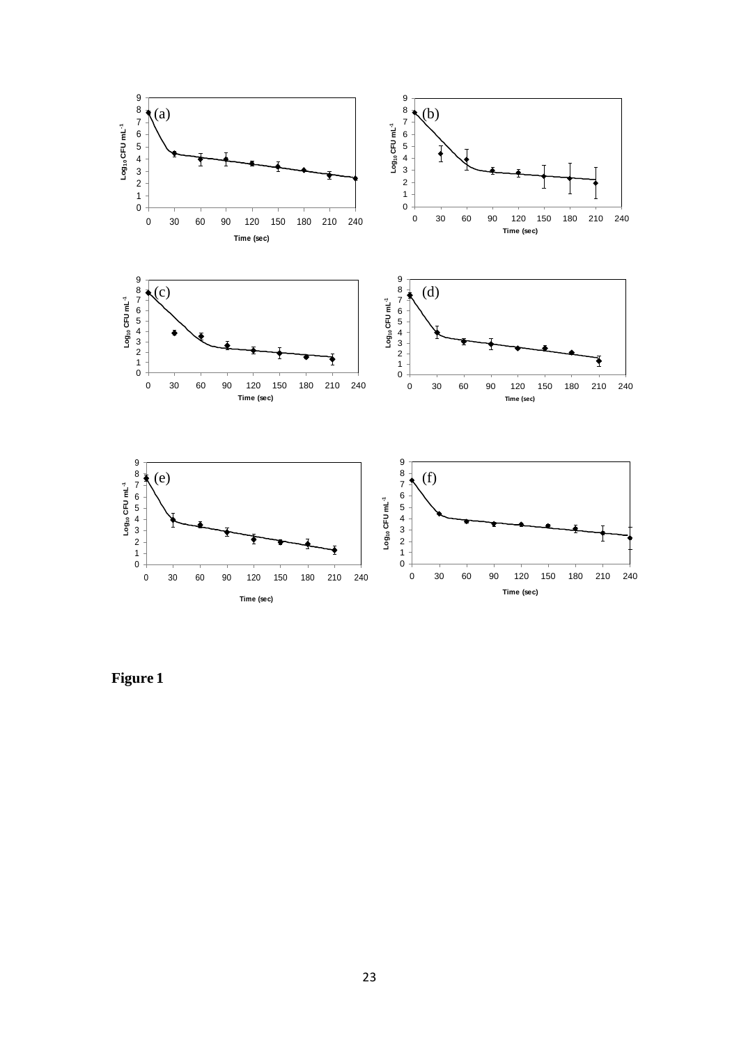**Figure 1**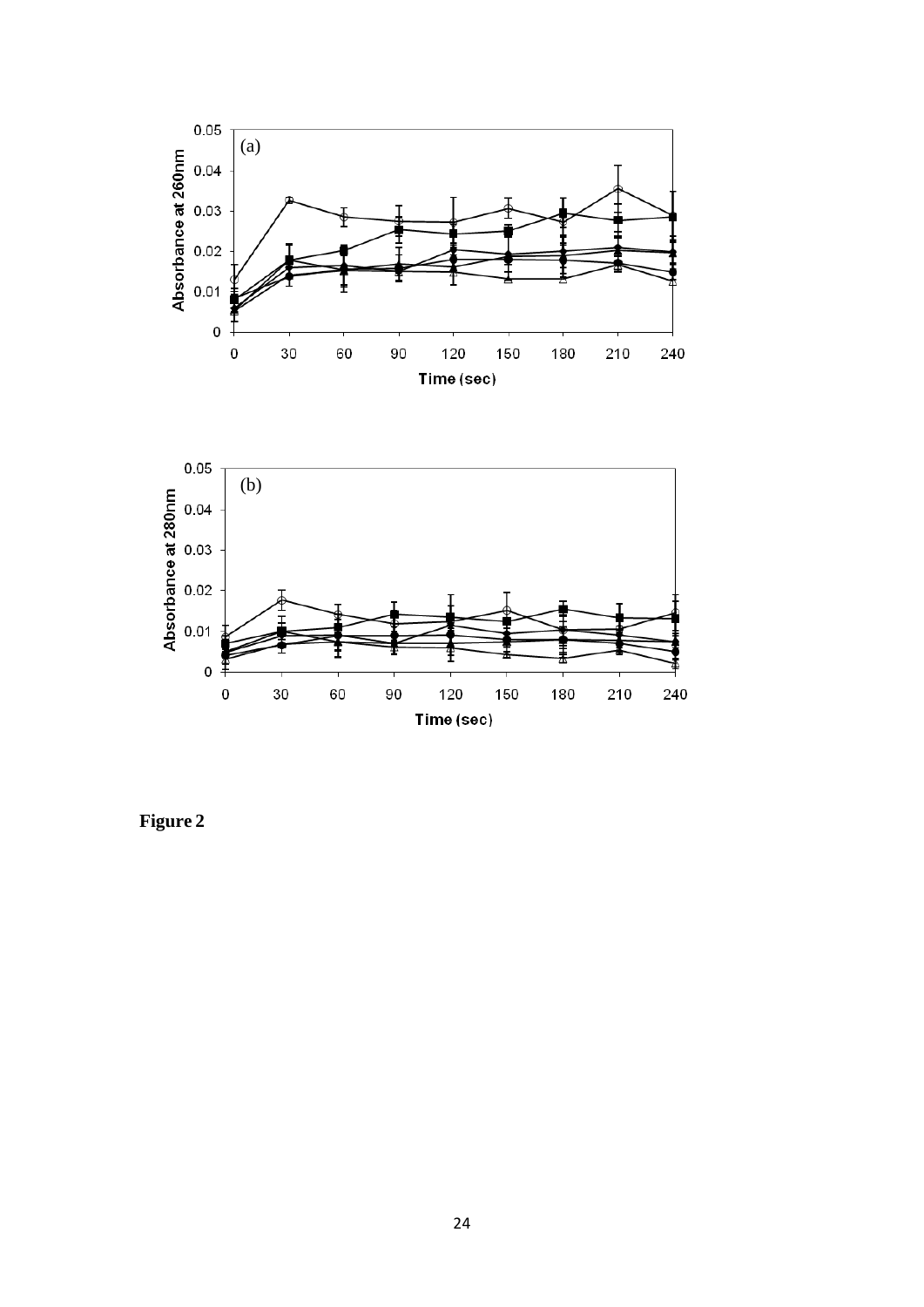**Figure 2**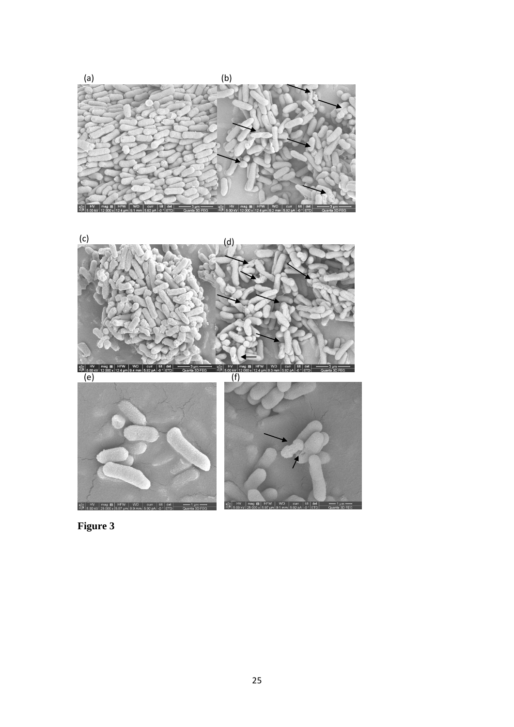(a)

(b)

(c)

(d)

(e)

(f)

**Figure 3**